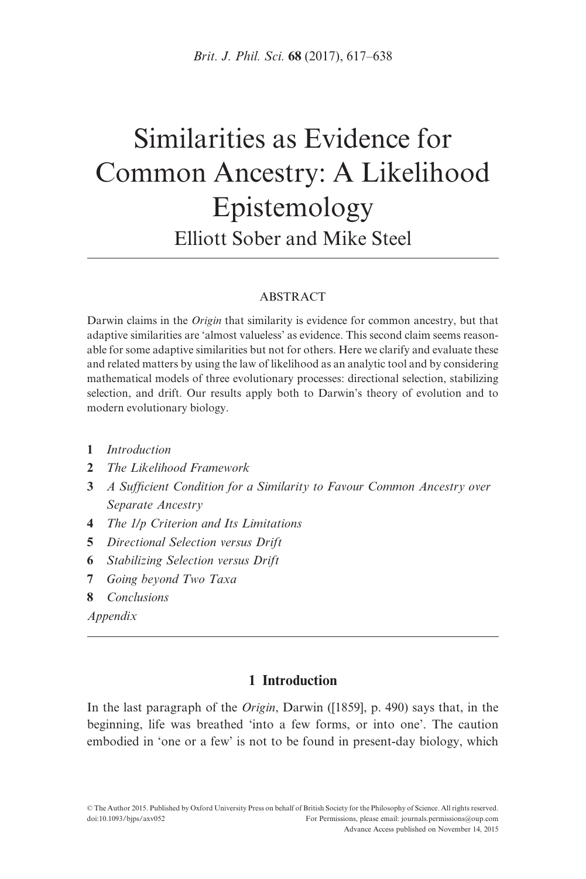# Similarities as Evidence for Common Ancestry: A Likelihood Epistemology

Elliott Sober and Mike Steel

## ABSTRACT

Darwin claims in the *Origin* that similarity is evidence for common ancestry, but that adaptive similarities are 'almost valueless' as evidence. This second claim seems reasonable for some adaptive similarities but not for others. Here we clarify and evaluate these and related matters by using the law of likelihood as an analytic tool and by considering mathematical models of three evolutionary processes: directional selection, stabilizing selection, and drift. Our results apply both to Darwin's theory of evolution and to modern evolutionary biology.

1 *Introduction*
2 *The Likelihood Framework*
3 *A Sufficient Condition for a Similarity to Favour Common Ancestry over Separate Ancestry*
4 *The 1/p Criterion and Its Limitations*
5 *Directional Selection versus Drift*
6 *Stabilizing Selection versus Drift*
7 *Going beyond Two Taxa*
8 *Conclusions*

*Appendix*

## 1 Introduction

In the last paragraph of the *Origin*, Darwin ([1859], p. 490) says that, in the beginning, life was breathed 'into a few forms, or into one'. The caution embodied in 'one or a few' is not to be found in present-day biology, which

© The Author 2015. Published by Oxford University Press on behalf of British Society for the Philosophy of Science. All rights reserved.
doi:10.1093/bjps/axv052 For Permissions, please email: journals.permissions@oup.com
Advance Access published on November 14, 2015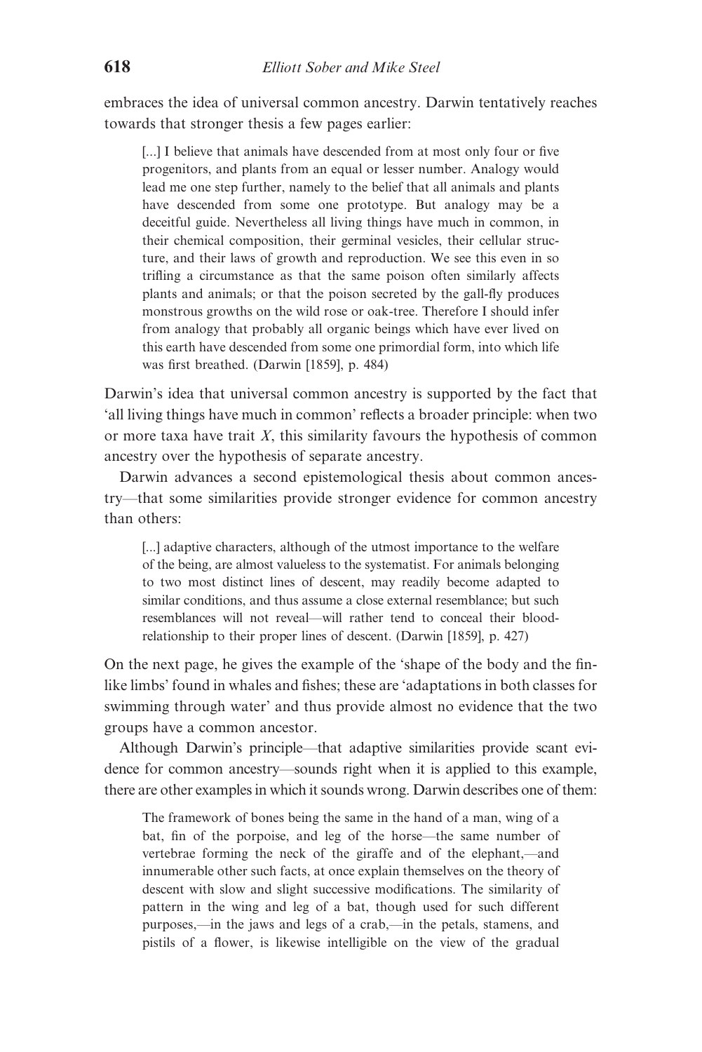embraces the idea of universal common ancestry. Darwin tentatively reaches towards that stronger thesis a few pages earlier:

> [...] I believe that animals have descended from at most only four or five progenitors, and plants from an equal or lesser number. Analogy would lead me one step further, namely to the belief that all animals and plants have descended from some one prototype. But analogy may be a deceitful guide. Nevertheless all living things have much in common, in their chemical composition, their germinal vesicles, their cellular structure, and their laws of growth and reproduction. We see this even in so trifling a circumstance as that the same poison often similarly affects plants and animals; or that the poison secreted by the gall-fly produces monstrous growths on the wild rose or oak-tree. Therefore I should infer from analogy that probably all organic beings which have ever lived on this earth have descended from some one primordial form, into which life was first breathed. (Darwin [1859], p. 484)

Darwin's idea that universal common ancestry is supported by the fact that 'all living things have much in common' reflects a broader principle: when two or more taxa have trait $X$, this similarity favours the hypothesis of common ancestry over the hypothesis of separate ancestry.

Darwin advances a second epistemological thesis about common ancestry—that some similarities provide stronger evidence for common ancestry than others:

> [...] adaptive characters, although of the utmost importance to the welfare of the being, are almost valueless to the systematist. For animals belonging to two most distinct lines of descent, may readily become adapted to similar conditions, and thus assume a close external resemblance; but such resemblances will not reveal—will rather tend to conceal their blood-relationship to their proper lines of descent. (Darwin [1859], p. 427)

On the next page, he gives the example of the 'shape of the body and the fin-like limbs' found in whales and fishes; these are 'adaptations in both classes for swimming through water' and thus provide almost no evidence that the two groups have a common ancestor.

Although Darwin's principle—that adaptive similarities provide scant evidence for common ancestry—sounds right when it is applied to this example, there are other examples in which it sounds wrong. Darwin describes one of them:

> The framework of bones being the same in the hand of a man, wing of a bat, fin of the porpoise, and leg of the horse—the same number of vertebrae forming the neck of the giraffe and of the elephant,—and innumerable other such facts, at once explain themselves on the theory of descent with slow and slight successive modifications. The similarity of pattern in the wing and leg of a bat, though used for such different purposes,—in the jaws and legs of a crab,—in the petals, stamens, and pistils of a flower, is likewise intelligible on the view of the gradual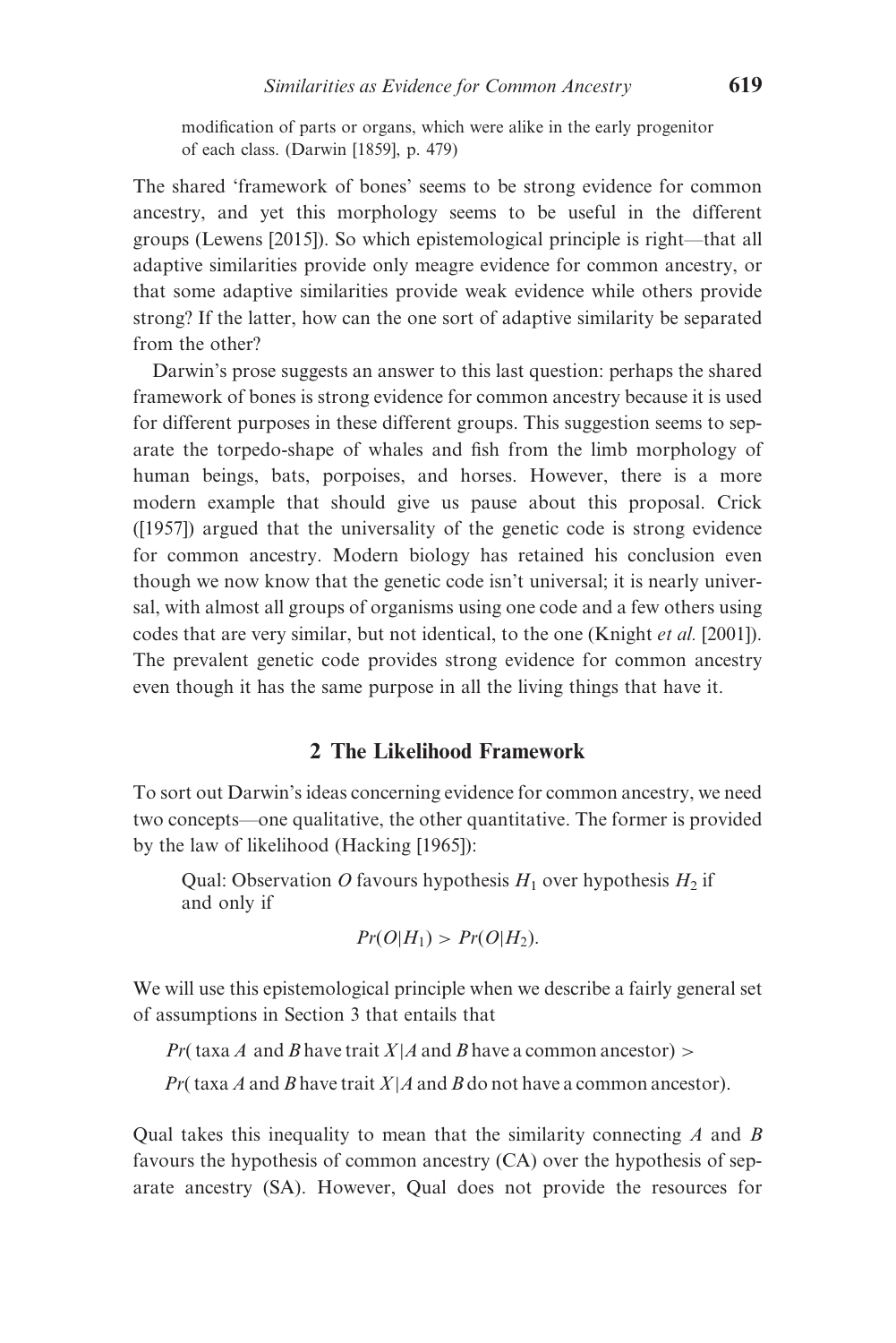modification of parts or organs, which were alike in the early progenitor of each class. (Darwin [1859], p. 479)

The shared 'framework of bones' seems to be strong evidence for common ancestry, and yet this morphology seems to be useful in the different groups (Lewens [2015]). So which epistemological principle is right—that all adaptive similarities provide only meagre evidence for common ancestry, or that some adaptive similarities provide weak evidence while others provide strong? If the latter, how can the one sort of adaptive similarity be separated from the other?

Darwin's prose suggests an answer to this last question: perhaps the shared framework of bones is strong evidence for common ancestry because it is used for different purposes in these different groups. This suggestion seems to separate the torpedo-shape of whales and fish from the limb morphology of human beings, bats, porpoises, and horses. However, there is a more modern example that should give us pause about this proposal. Crick ([1957]) argued that the universality of the genetic code is strong evidence for common ancestry. Modern biology has retained his conclusion even though we now know that the genetic code isn't universal; it is nearly universal, with almost all groups of organisms using one code and a few others using codes that are very similar, but not identical, to the one (Knight *et al.* [2001]). The prevalent genetic code provides strong evidence for common ancestry even though it has the same purpose in all the living things that have it.

## 2 The Likelihood Framework

To sort out Darwin's ideas concerning evidence for common ancestry, we need two concepts—one qualitative, the other quantitative. The former is provided by the law of likelihood (Hacking [1965]):

> Qual: Observation $O$ favours hypothesis $H_1$ over hypothesis $H_2$ if and only if
>
> $$Pr(O|H_1) > Pr(O|H_2).$$

We will use this epistemological principle when we describe a fairly general set of assumptions in Section 3 that entails that

$Pr(\text{ taxa } A \text{ and } B \text{ have trait } X | A \text{ and } B \text{ have a common ancestor}) >$

$Pr(\text{ taxa } A \text{ and } B \text{ have trait } X | A \text{ and } B \text{ do not have a common ancestor}).$

Qual takes this inequality to mean that the similarity connecting $A$ and $B$ favours the hypothesis of common ancestry (CA) over the hypothesis of separate ancestry (SA). However, Qual does not provide the resources for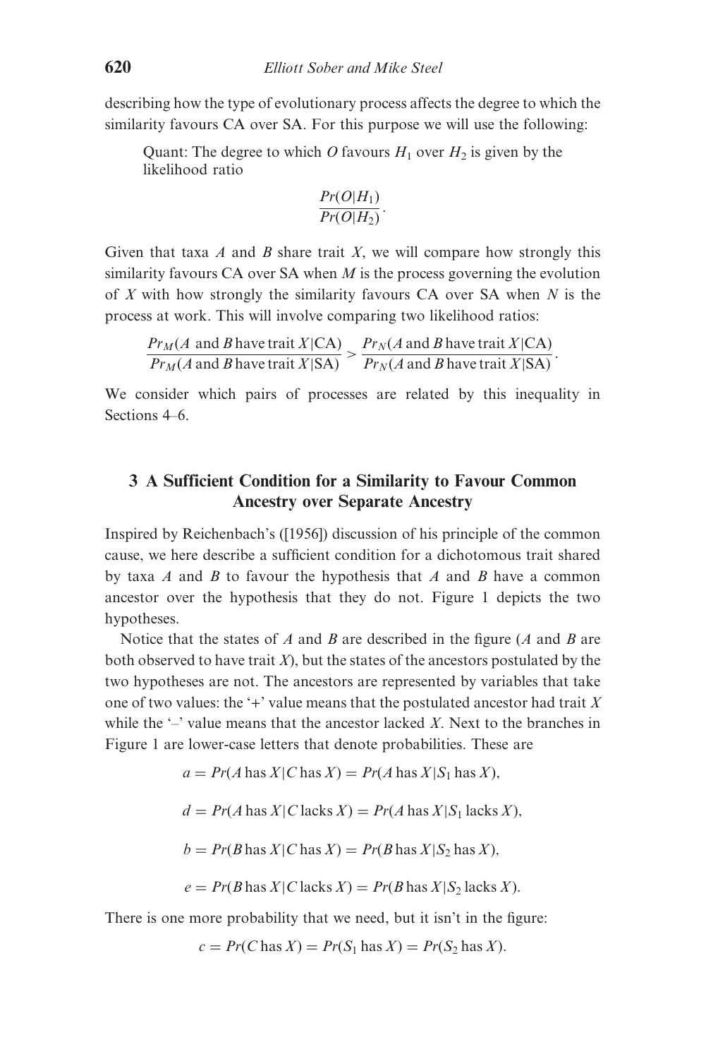describing how the type of evolutionary process affects the degree to which the similarity favours CA over SA. For this purpose we will use the following:

> Quant: The degree to which $O$ favours $H_1$ over $H_2$ is given by the likelihood ratio
>
> $$\frac{Pr(O|H_1)}{Pr(O|H_2)}.$$

Given that taxa $A$ and $B$ share trait $X$, we will compare how strongly this similarity favours CA over SA when $M$ is the process governing the evolution of $X$ with how strongly the similarity favours CA over SA when $N$ is the process at work. This will involve comparing two likelihood ratios:

$$\frac{Pr_M(A \text{ and } B \text{ have trait } X|\text{CA})}{Pr_M(A \text{ and } B \text{ have trait } X|\text{SA})} > \frac{Pr_N(A \text{ and } B \text{ have trait } X|\text{CA})}{Pr_N(A \text{ and } B \text{ have trait } X|\text{SA})}.$$

We consider which pairs of processes are related by this inequality in Sections 4–6.

## 3 A Sufficient Condition for a Similarity to Favour Common Ancestry over Separate Ancestry

Inspired by Reichenbach's ([1956]) discussion of his principle of the common cause, we here describe a sufficient condition for a dichotomous trait shared by taxa $A$ and $B$ to favour the hypothesis that $A$ and $B$ have a common ancestor over the hypothesis that they do not. Figure 1 depicts the two hypotheses.

Notice that the states of $A$ and $B$ are described in the figure ($A$ and $B$ are both observed to have trait $X$), but the states of the ancestors postulated by the two hypotheses are not. The ancestors are represented by variables that take one of two values: the '+' value means that the postulated ancestor had trait $X$ while the '–' value means that the ancestor lacked $X$. Next to the branches in Figure 1 are lower-case letters that denote probabilities. These are

$$a = Pr(A \text{ has } X|C \text{ has } X) = Pr(A \text{ has } X|S_1 \text{ has } X),$$

$$d = Pr(A \text{ has } X|C \text{ lacks } X) = Pr(A \text{ has } X|S_1 \text{ lacks } X),$$

$$b = Pr(B \text{ has } X|C \text{ has } X) = Pr(B \text{ has } X|S_2 \text{ has } X),$$

$$e = Pr(B \text{ has } X|C \text{ lacks } X) = Pr(B \text{ has } X|S_2 \text{ lacks } X).$$

There is one more probability that we need, but it isn't in the figure:

$$c = Pr(C \text{ has } X) = Pr(S_1 \text{ has } X) = Pr(S_2 \text{ has } X).$$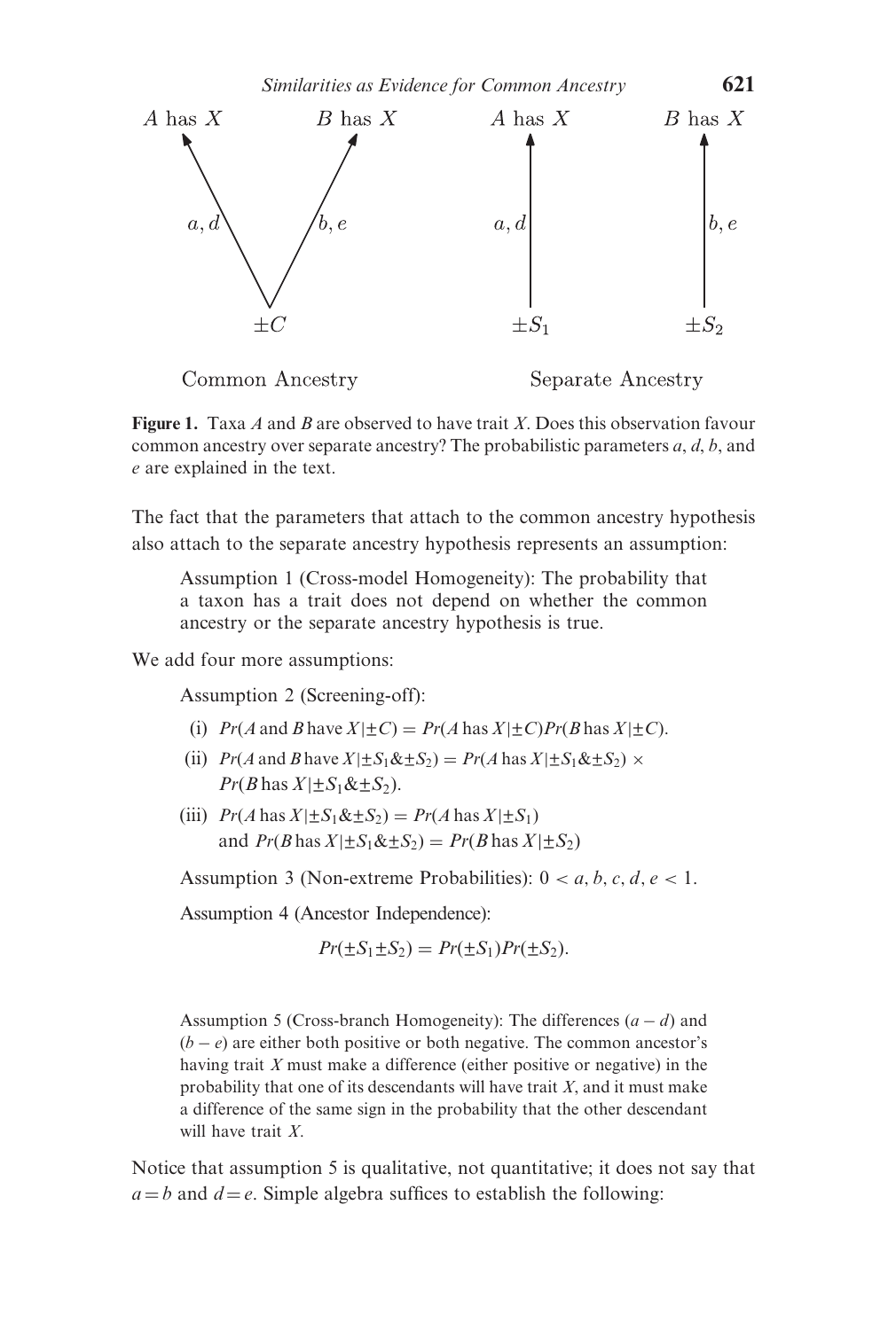A has X &nbsp;&nbsp;&nbsp; B has X &nbsp;&nbsp;&nbsp; A has X &nbsp;&nbsp;&nbsp; B has X

$a, d$ &nbsp;&nbsp; $b, e$ &nbsp;&nbsp; $a, d$ &nbsp;&nbsp; $b, e$

$\pm C$ &nbsp;&nbsp;&nbsp; $\pm S_1$ &nbsp;&nbsp;&nbsp; $\pm S_2$

Common Ancestry &nbsp;&nbsp;&nbsp;&nbsp; Separate Ancestry

**Figure 1.** Taxa *A* and *B* are observed to have trait *X*. Does this observation favour common ancestry over separate ancestry? The probabilistic parameters *a*, *d*, *b*, and *e* are explained in the text.

The fact that the parameters that attach to the common ancestry hypothesis also attach to the separate ancestry hypothesis represents an assumption:

> Assumption 1 (Cross-model Homogeneity): The probability that a taxon has a trait does not depend on whether the common ancestry or the separate ancestry hypothesis is true.

We add four more assumptions:

> Assumption 2 (Screening-off):
>
> (i) $Pr(A \text{ and } B \text{ have } X | \pm C) = Pr(A \text{ has } X | \pm C) Pr(B \text{ has } X | \pm C)$.
>
> (ii) $Pr(A \text{ and } B \text{ have } X | \pm S_1 \& \pm S_2) = Pr(A \text{ has } X | \pm S_1 \& \pm S_2) \times Pr(B \text{ has } X | \pm S_1 \& \pm S_2)$.
>
> (iii) $Pr(A \text{ has } X | \pm S_1 \& \pm S_2) = Pr(A \text{ has } X | \pm S_1)$ and $Pr(B \text{ has } X | \pm S_1 \& \pm S_2) = Pr(B \text{ has } X | \pm S_2)$
>
> Assumption 3 (Non-extreme Probabilities): $0 < a, b, c, d, e < 1$.
>
> Assumption 4 (Ancestor Independence):
>
> $$Pr(\pm S_1 \pm S_2) = Pr(\pm S_1) Pr(\pm S_2).$$
>
> Assumption 5 (Cross-branch Homogeneity): The differences $(a - d)$ and $(b - e)$ are either both positive or both negative. The common ancestor's having trait *X* must make a difference (either positive or negative) in the probability that one of its descendants will have trait *X*, and it must make a difference of the same sign in the probability that the other descendant will have trait *X*.

Notice that assumption 5 is qualitative, not quantitative; it does not say that $a = b$ and $d = e$. Simple algebra suffices to establish the following: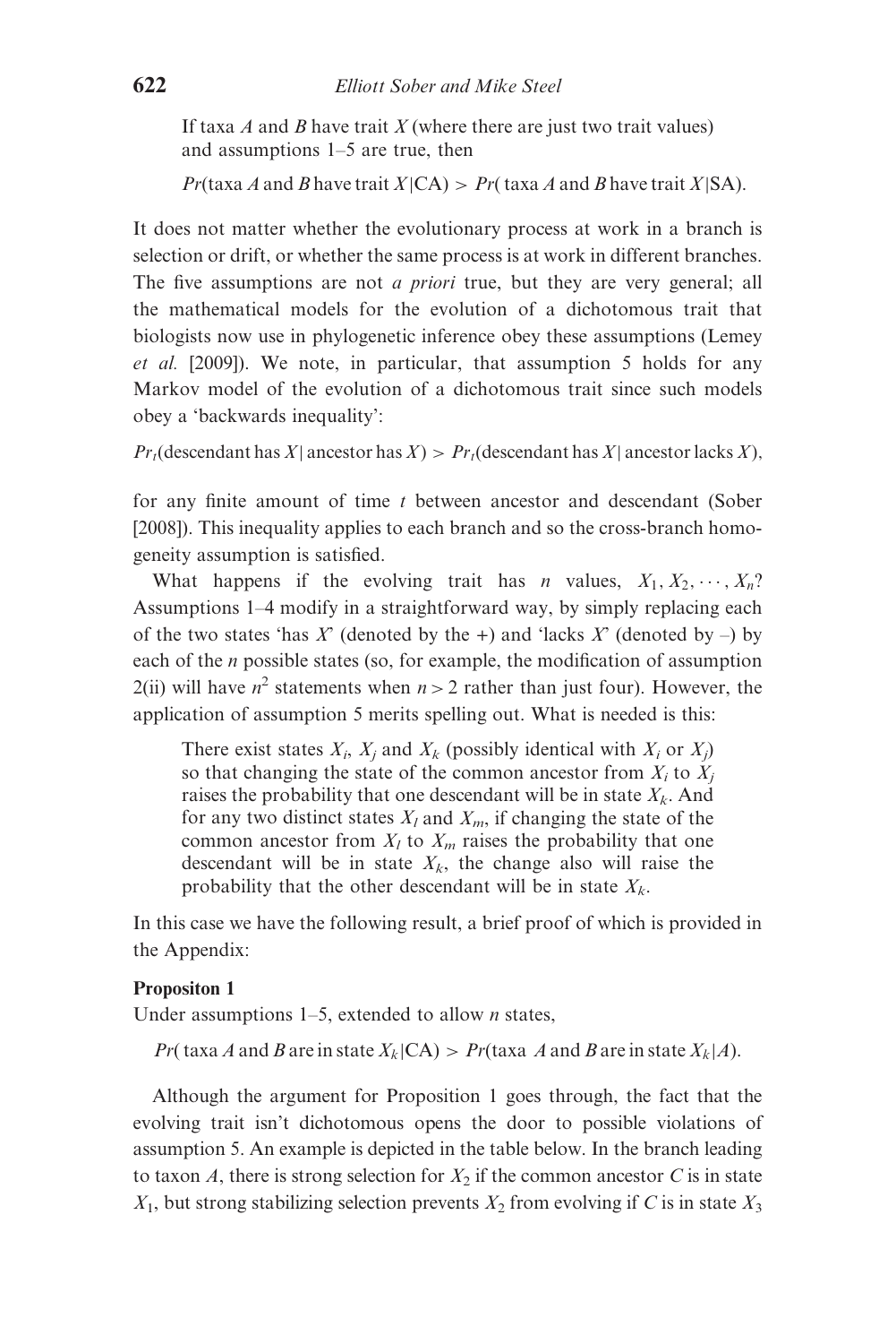If taxa $A$ and $B$ have trait $X$ (where there are just two trait values) and assumptions 1–5 are true, then

$Pr$(taxa $A$ and $B$ have trait $X$|CA) > $Pr$( taxa $A$ and $B$ have trait $X$|SA).

It does not matter whether the evolutionary process at work in a branch is selection or drift, or whether the same process is at work in different branches. The five assumptions are not *a priori* true, but they are very general; all the mathematical models for the evolution of a dichotomous trait that biologists now use in phylogenetic inference obey these assumptions (Lemey *et al.* [2009]). We note, in particular, that assumption 5 holds for any Markov model of the evolution of a dichotomous trait since such models obey a 'backwards inequality':

$Pr_t$(descendant has $X$| ancestor has $X$) > $Pr_t$(descendant has $X$| ancestor lacks $X$),

for any finite amount of time $t$ between ancestor and descendant (Sober [2008]). This inequality applies to each branch and so the cross-branch homogeneity assumption is satisfied.

What happens if the evolving trait has $n$ values, $X_1, X_2, \cdots, X_n$? Assumptions 1–4 modify in a straightforward way, by simply replacing each of the two states 'has $X$' (denoted by the +) and 'lacks $X$' (denoted by –) by each of the $n$ possible states (so, for example, the modification of assumption 2(ii) will have $n^2$ statements when $n > 2$ rather than just four). However, the application of assumption 5 merits spelling out. What is needed is this:

> There exist states $X_i$, $X_j$ and $X_k$ (possibly identical with $X_i$ or $X_j$) so that changing the state of the common ancestor from $X_i$ to $X_j$ raises the probability that one descendant will be in state $X_k$. And for any two distinct states $X_l$ and $X_m$, if changing the state of the common ancestor from $X_l$ to $X_m$ raises the probability that one descendant will be in state $X_k$, the change also will raise the probability that the other descendant will be in state $X_k$.

In this case we have the following result, a brief proof of which is provided in the Appendix:

**Propositon 1**

Under assumptions 1–5, extended to allow $n$ states,

$Pr$( taxa $A$ and $B$ are in state $X_k$|CA) > $Pr$(taxa $A$ and $B$ are in state $X_k$|$A$).

Although the argument for Proposition 1 goes through, the fact that the evolving trait isn't dichotomous opens the door to possible violations of assumption 5. An example is depicted in the table below. In the branch leading to taxon $A$, there is strong selection for $X_2$ if the common ancestor $C$ is in state $X_1$, but strong stabilizing selection prevents $X_2$ from evolving if $C$ is in state $X_3$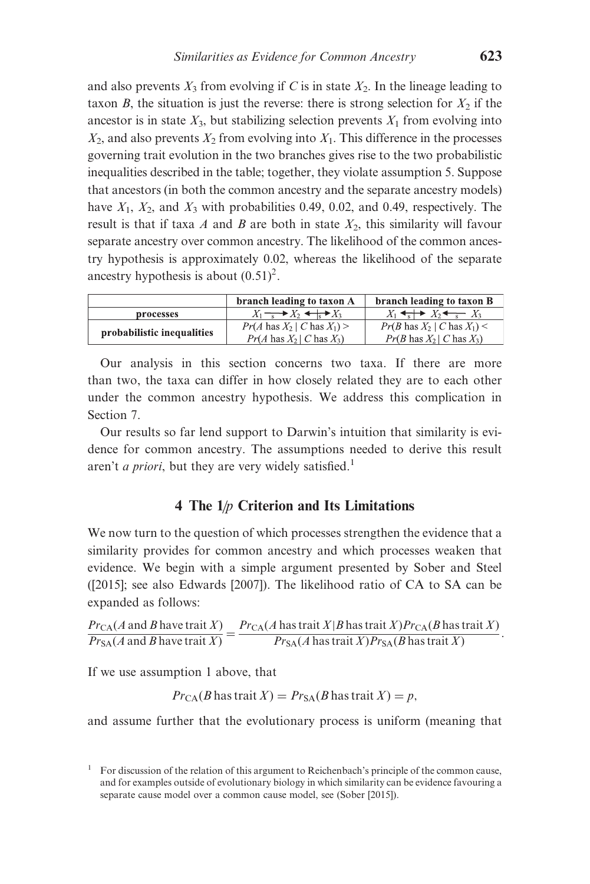and also prevents $X_3$ from evolving if $C$ is in state $X_2$. In the lineage leading to taxon $B$, the situation is just the reverse: there is strong selection for $X_2$ if the ancestor is in state $X_3$, but stabilizing selection prevents $X_1$ from evolving into $X_2$, and also prevents $X_2$ from evolving into $X_1$. This difference in the processes governing trait evolution in the two branches gives rise to the two probabilistic inequalities described in the table; together, they violate assumption 5. Suppose that ancestors (in both the common ancestry and the separate ancestry models) have $X_1$, $X_2$, and $X_3$ with probabilities 0.49, 0.02, and 0.49, respectively. The result is that if taxa $A$ and $B$ are both in state $X_2$, this similarity will favour separate ancestry over common ancestry. The likelihood of the common ancestry hypothesis is approximately 0.02, whereas the likelihood of the separate ancestry hypothesis is about $(0.51)^2$.

| | branch leading to taxon A | branch leading to taxon B |
|---|---|---|
| **processes** | $X_1 \xrightarrow{s} X_2 \leftarrow\!\!\!\mid_{s}\!\!\!\rightarrow X_3$ | $X_1 \leftarrow\!\!\!\mid_{s}\!\!\!\rightarrow X_2 \xleftarrow{s} X_3$ |
| **probabilistic inequalities** | $Pr(A \text{ has } X_2 \mid C \text{ has } X_1) > Pr(A \text{ has } X_2 \mid C \text{ has } X_3)$ | $Pr(B \text{ has } X_2 \mid C \text{ has } X_1) < Pr(B \text{ has } X_2 \mid C \text{ has } X_3)$ |

Our analysis in this section concerns two taxa. If there are more than two, the taxa can differ in how closely related they are to each other under the common ancestry hypothesis. We address this complication in Section 7.

Our results so far lend support to Darwin's intuition that similarity is evidence for common ancestry. The assumptions needed to derive this result aren't *a priori*, but they are very widely satisfied.[1]

## 4 The 1/p Criterion and Its Limitations

We now turn to the question of which processes strengthen the evidence that a similarity provides for common ancestry and which processes weaken that evidence. We begin with a simple argument presented by Sober and Steel ([2015]; see also Edwards [2007]). The likelihood ratio of CA to SA can be expanded as follows:

$$\frac{Pr_{\text{CA}}(A \text{ and } B \text{ have trait } X)}{Pr_{\text{SA}}(A \text{ and } B \text{ have trait } X)} = \frac{Pr_{\text{CA}}(A \text{ has trait } X | B \text{ has trait } X) Pr_{\text{CA}}(B \text{ has trait } X)}{Pr_{\text{SA}}(A \text{ has trait } X) Pr_{\text{SA}}(B \text{ has trait } X)}.$$

If we use assumption 1 above, that

$$Pr_{\text{CA}}(B \text{ has trait } X) = Pr_{\text{SA}}(B \text{ has trait } X) = p,$$

and assume further that the evolutionary process is uniform (meaning that

[1] For discussion of the relation of this argument to Reichenbach's principle of the common cause, and for examples outside of evolutionary biology in which similarity can be evidence favouring a separate cause model over a common cause model, see (Sober [2015]).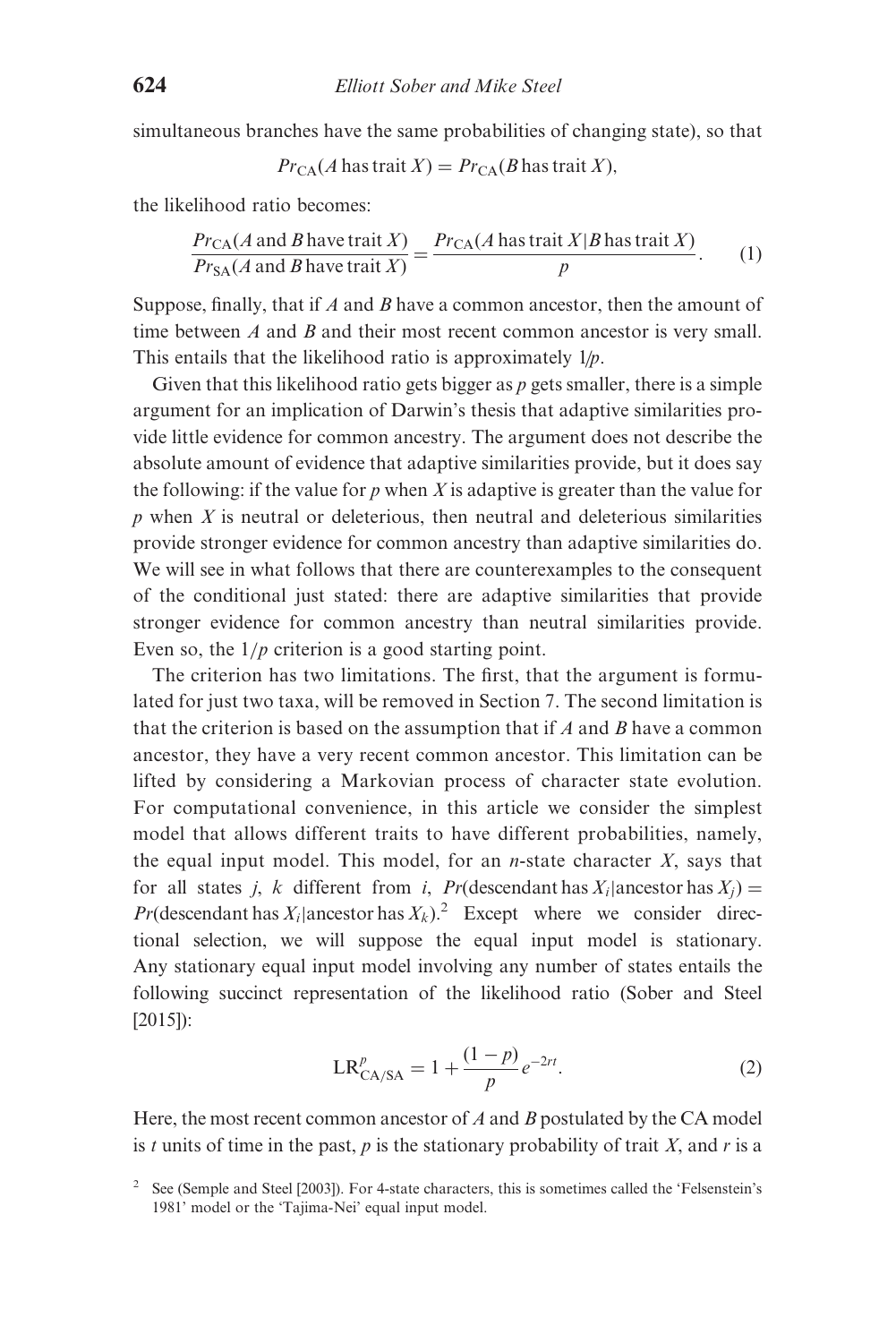simultaneous branches have the same probabilities of changing state), so that

$$Pr_{\mathrm{CA}}(A \text{ has trait } X) = Pr_{\mathrm{CA}}(B \text{ has trait } X),$$

the likelihood ratio becomes:

$$\frac{Pr_{\mathrm{CA}}(A \text{ and } B \text{ have trait } X)}{Pr_{\mathrm{SA}}(A \text{ and } B \text{ have trait } X)} = \frac{Pr_{\mathrm{CA}}(A \text{ has trait } X | B \text{ has trait } X)}{p}. \quad (1)$$

Suppose, finally, that if $A$ and $B$ have a common ancestor, then the amount of time between $A$ and $B$ and their most recent common ancestor is very small. This entails that the likelihood ratio is approximately $1/p$.

Given that this likelihood ratio gets bigger as $p$ gets smaller, there is a simple argument for an implication of Darwin's thesis that adaptive similarities provide little evidence for common ancestry. The argument does not describe the absolute amount of evidence that adaptive similarities provide, but it does say the following: if the value for $p$ when $X$ is adaptive is greater than the value for $p$ when $X$ is neutral or deleterious, then neutral and deleterious similarities provide stronger evidence for common ancestry than adaptive similarities do. We will see in what follows that there are counterexamples to the consequent of the conditional just stated: there are adaptive similarities that provide stronger evidence for common ancestry than neutral similarities provide. Even so, the $1/p$ criterion is a good starting point.

The criterion has two limitations. The first, that the argument is formulated for just two taxa, will be removed in Section 7. The second limitation is that the criterion is based on the assumption that if $A$ and $B$ have a common ancestor, they have a very recent common ancestor. This limitation can be lifted by considering a Markovian process of character state evolution. For computational convenience, in this article we consider the simplest model that allows different traits to have different probabilities, namely, the equal input model. This model, for an $n$-state character $X$, says that for all states $j$, $k$ different from $i$, $Pr(\text{descendant has } X_i | \text{ancestor has } X_j) = Pr(\text{descendant has } X_i | \text{ancestor has } X_k)$.[2] Except where we consider directional selection, we will suppose the equal input model is stationary. Any stationary equal input model involving any number of states entails the following succinct representation of the likelihood ratio (Sober and Steel [2015]):

$$\mathrm{LR}^{p}_{\mathrm{CA/SA}} = 1 + \frac{(1-p)}{p} e^{-2rt}. \quad (2)$$

Here, the most recent common ancestor of $A$ and $B$ postulated by the CA model is $t$ units of time in the past, $p$ is the stationary probability of trait $X$, and $r$ is a

[2] See (Semple and Steel [2003]). For 4-state characters, this is sometimes called the 'Felsenstein's 1981' model or the 'Tajima-Nei' equal input model.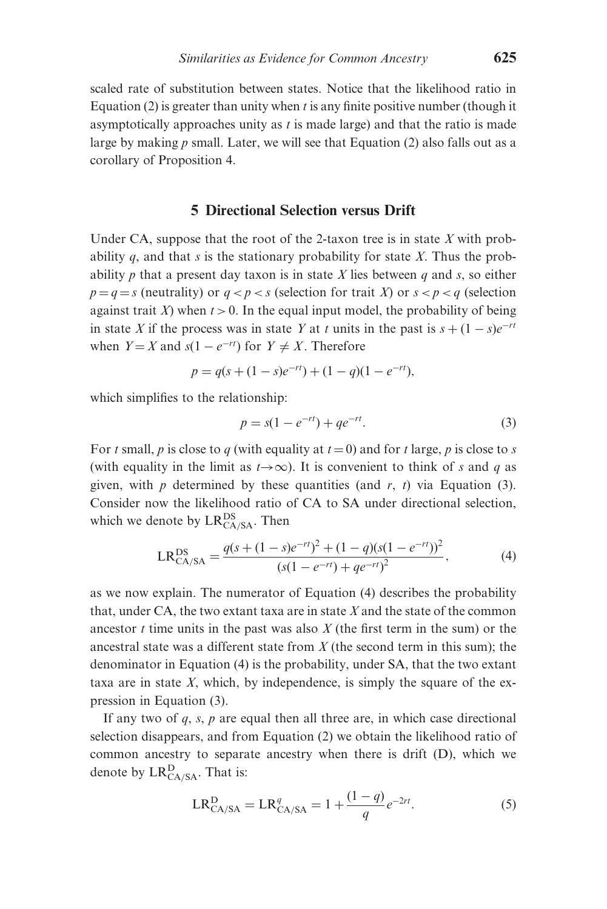scaled rate of substitution between states. Notice that the likelihood ratio in Equation (2) is greater than unity when $t$ is any finite positive number (though it asymptotically approaches unity as $t$ is made large) and that the ratio is made large by making $p$ small. Later, we will see that Equation (2) also falls out as a corollary of Proposition 4.

## 5 Directional Selection versus Drift

Under CA, suppose that the root of the 2-taxon tree is in state $X$ with probability $q$, and that $s$ is the stationary probability for state $X$. Thus the probability $p$ that a present day taxon is in state $X$ lies between $q$ and $s$, so either $p = q = s$ (neutrality) or $q < p < s$ (selection for trait $X$) or $s < p < q$ (selection against trait $X$) when $t > 0$. In the equal input model, the probability of being in state $X$ if the process was in state $Y$ at $t$ units in the past is $s + (1 - s)e^{-rt}$ when $Y = X$ and $s(1 - e^{-rt})$ for $Y \neq X$. Therefore

$$p = q(s + (1 - s)e^{-rt}) + (1 - q)(1 - e^{-rt}),$$

which simplifies to the relationship:

$$p = s(1 - e^{-rt}) + qe^{-rt}. \tag{3}$$

For $t$ small, $p$ is close to $q$ (with equality at $t = 0$) and for $t$ large, $p$ is close to $s$ (with equality in the limit as $t \to \infty$). It is convenient to think of $s$ and $q$ as given, with $p$ determined by these quantities (and $r$, $t$) via Equation (3). Consider now the likelihood ratio of CA to SA under directional selection, which we denote by $\mathrm{LR}^{\mathrm{DS}}_{\mathrm{CA/SA}}$. Then

$$\mathrm{LR}^{\mathrm{DS}}_{\mathrm{CA/SA}} = \frac{q(s + (1 - s)e^{-rt})^2 + (1 - q)(s(1 - e^{-rt}))^2}{(s(1 - e^{-rt}) + qe^{-rt})^2}, \tag{4}$$

as we now explain. The numerator of Equation (4) describes the probability that, under CA, the two extant taxa are in state $X$ and the state of the common ancestor $t$ time units in the past was also $X$ (the first term in the sum) or the ancestral state was a different state from $X$ (the second term in this sum); the denominator in Equation (4) is the probability, under SA, that the two extant taxa are in state $X$, which, by independence, is simply the square of the expression in Equation (3).

If any two of $q$, $s$, $p$ are equal then all three are, in which case directional selection disappears, and from Equation (2) we obtain the likelihood ratio of common ancestry to separate ancestry when there is drift (D), which we denote by $\mathrm{LR}^{\mathrm{D}}_{\mathrm{CA/SA}}$. That is:

$$\mathrm{LR}^{\mathrm{D}}_{\mathrm{CA/SA}} = \mathrm{LR}^{q}_{\mathrm{CA/SA}} = 1 + \frac{(1 - q)}{q} e^{-2rt}. \tag{5}$$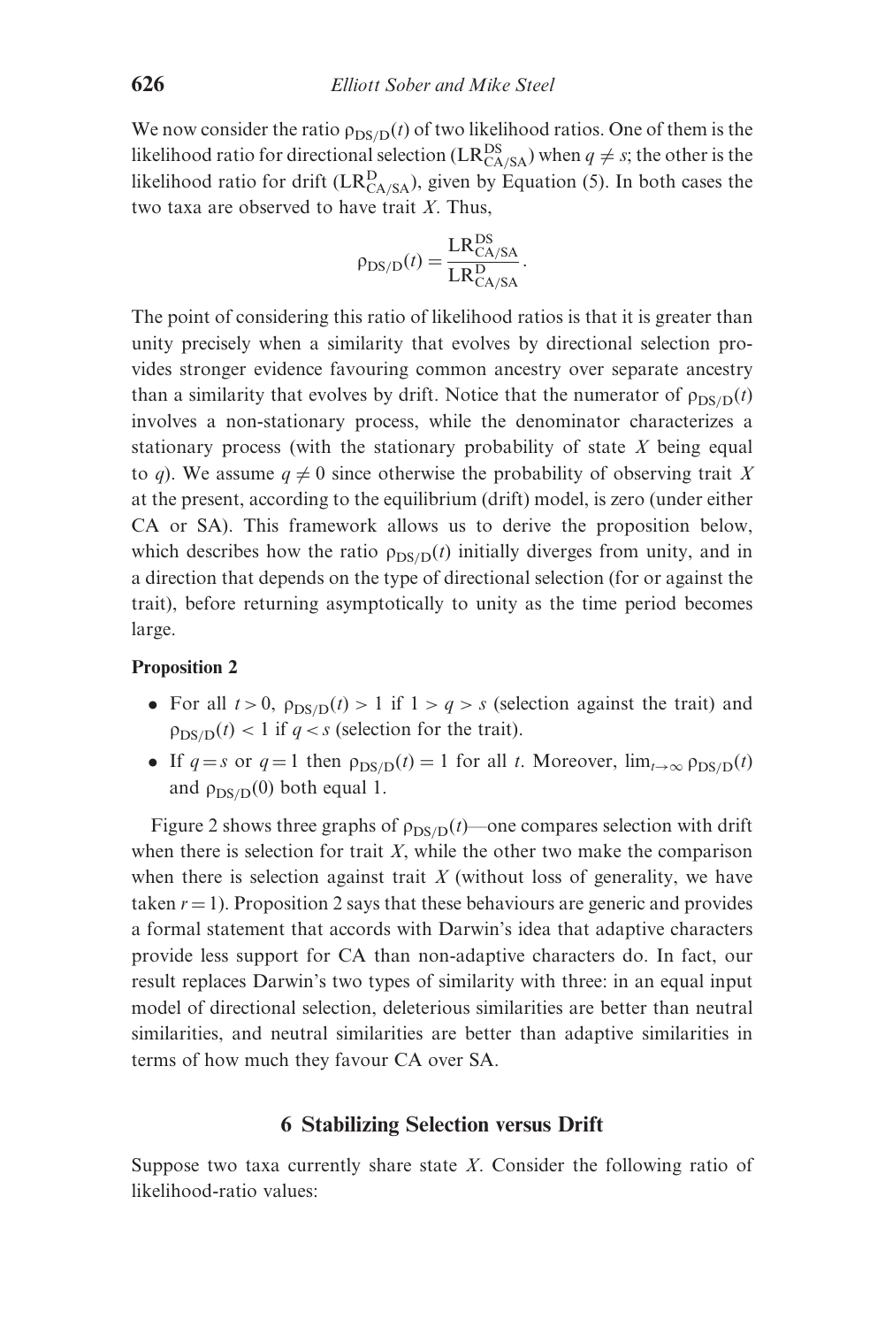We now consider the ratio $\rho_{DS/D}(t)$ of two likelihood ratios. One of them is the likelihood ratio for directional selection ($LR^{DS}_{CA/SA}$) when $q \neq s$; the other is the likelihood ratio for drift ($LR^{D}_{CA/SA}$), given by Equation (5). In both cases the two taxa are observed to have trait $X$. Thus,

$$\rho_{DS/D}(t) = \frac{LR^{DS}_{CA/SA}}{LR^{D}_{CA/SA}}.$$

The point of considering this ratio of likelihood ratios is that it is greater than unity precisely when a similarity that evolves by directional selection provides stronger evidence favouring common ancestry over separate ancestry than a similarity that evolves by drift. Notice that the numerator of $\rho_{DS/D}(t)$ involves a non-stationary process, while the denominator characterizes a stationary process (with the stationary probability of state $X$ being equal to $q$). We assume $q \neq 0$ since otherwise the probability of observing trait $X$ at the present, according to the equilibrium (drift) model, is zero (under either CA or SA). This framework allows us to derive the proposition below, which describes how the ratio $\rho_{DS/D}(t)$ initially diverges from unity, and in a direction that depends on the type of directional selection (for or against the trait), before returning asymptotically to unity as the time period becomes large.

**Proposition 2**

- For all $t > 0$, $\rho_{DS/D}(t) > 1$ if $1 > q > s$ (selection against the trait) and $\rho_{DS/D}(t) < 1$ if $q < s$ (selection for the trait).
- If $q = s$ or $q = 1$ then $\rho_{DS/D}(t) = 1$ for all $t$. Moreover, $\lim_{t\to\infty} \rho_{DS/D}(t)$ and $\rho_{DS/D}(0)$ both equal 1.

Figure 2 shows three graphs of $\rho_{DS/D}(t)$—one compares selection with drift when there is selection for trait $X$, while the other two make the comparison when there is selection against trait $X$ (without loss of generality, we have taken $r = 1$). Proposition 2 says that these behaviours are generic and provides a formal statement that accords with Darwin's idea that adaptive characters provide less support for CA than non-adaptive characters do. In fact, our result replaces Darwin's two types of similarity with three: in an equal input model of directional selection, deleterious similarities are better than neutral similarities, and neutral similarities are better than adaptive similarities in terms of how much they favour CA over SA.

## 6 Stabilizing Selection versus Drift

Suppose two taxa currently share state $X$. Consider the following ratio of likelihood-ratio values: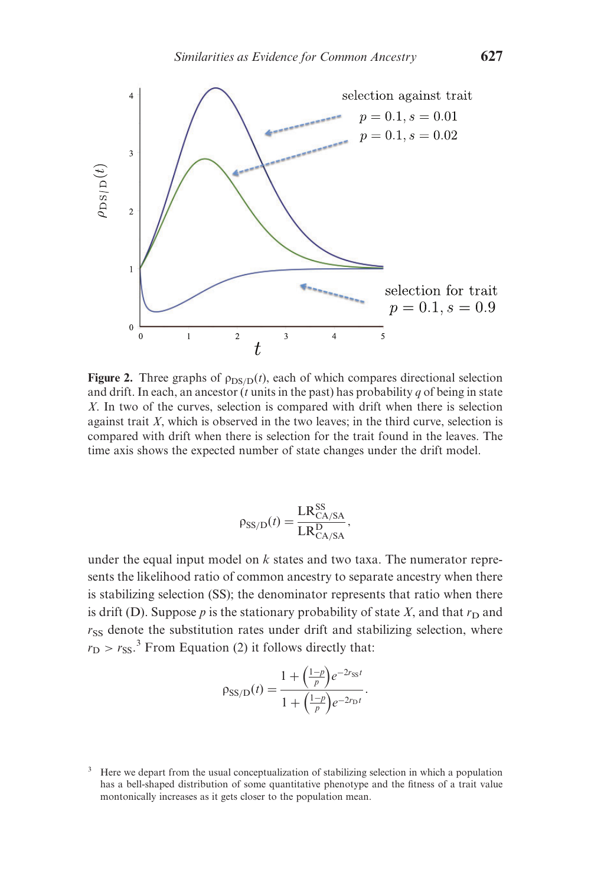**Figure 2.** Three graphs of $\rho_{DS/D}(t)$, each of which compares directional selection and drift. In each, an ancestor ($t$ units in the past) has probability $q$ of being in state $X$. In two of the curves, selection is compared with drift when there is selection against trait $X$, which is observed in the two leaves; in the third curve, selection is compared with drift when there is selection for the trait found in the leaves. The time axis shows the expected number of state changes under the drift model.

$$\rho_{SS/D}(t) = \frac{LR^{SS}_{CA/SA}}{LR^{D}_{CA/SA}},$$

under the equal input model on $k$ states and two taxa. The numerator represents the likelihood ratio of common ancestry to separate ancestry when there is stabilizing selection (SS); the denominator represents that ratio when there is drift (D). Suppose $p$ is the stationary probability of state $X$, and that $r_D$ and $r_{SS}$ denote the substitution rates under drift and stabilizing selection, where $r_D > r_{SS}$.[3] From Equation (2) it follows directly that:

$$\rho_{SS/D}(t) = \frac{1 + \left(\frac{1-p}{p}\right)e^{-2r_{SS}t}}{1 + \left(\frac{1-p}{p}\right)e^{-2r_{D}t}}.$$

[3] Here we depart from the usual conceptualization of stabilizing selection in which a population has a bell-shaped distribution of some quantitative phenotype and the fitness of a trait value montonically increases as it gets closer to the population mean.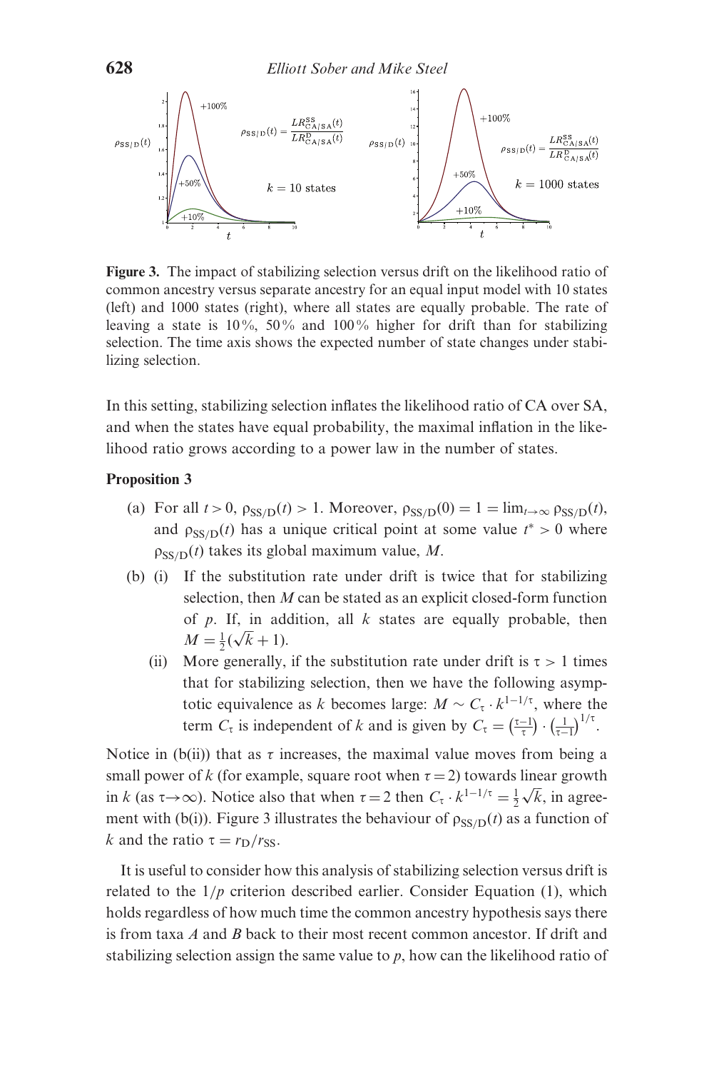**Figure 3.** The impact of stabilizing selection versus drift on the likelihood ratio of common ancestry versus separate ancestry for an equal input model with 10 states (left) and 1000 states (right), where all states are equally probable. The rate of leaving a state is 10%, 50% and 100% higher for drift than for stabilizing selection. The time axis shows the expected number of state changes under stabilizing selection.

In this setting, stabilizing selection inflates the likelihood ratio of CA over SA, and when the states have equal probability, the maximal inflation in the likelihood ratio grows according to a power law in the number of states.

**Proposition 3**

(a) For all $t > 0$, $\rho_{SS/D}(t) > 1$. Moreover, $\rho_{SS/D}(0) = 1 = \lim_{t\to\infty} \rho_{SS/D}(t)$, and $\rho_{SS/D}(t)$ has a unique critical point at some value $t^* > 0$ where $\rho_{SS/D}(t)$ takes its global maximum value, $M$.

(b) (i) If the substitution rate under drift is twice that for stabilizing selection, then $M$ can be stated as an explicit closed-form function of $p$. If, in addition, all $k$ states are equally probable, then $M = \frac{1}{2}(\sqrt{k} + 1)$.

(ii) More generally, if the substitution rate under drift is $\tau > 1$ times that for stabilizing selection, then we have the following asymptotic equivalence as $k$ becomes large: $M \sim C_\tau \cdot k^{1-1/\tau}$, where the term $C_\tau$ is independent of $k$ and is given by $C_\tau = \left(\frac{\tau-1}{\tau}\right) \cdot \left(\frac{1}{\tau-1}\right)^{1/\tau}$.

Notice in (b(ii)) that as $\tau$ increases, the maximal value moves from being a small power of $k$ (for example, square root when $\tau = 2$) towards linear growth in $k$ (as $\tau \to \infty$). Notice also that when $\tau = 2$ then $C_\tau \cdot k^{1-1/\tau} = \frac{1}{2}\sqrt{k}$, in agreement with (b(i)). Figure 3 illustrates the behaviour of $\rho_{SS/D}(t)$ as a function of $k$ and the ratio $\tau = r_D/r_{SS}$.

It is useful to consider how this analysis of stabilizing selection versus drift is related to the $1/p$ criterion described earlier. Consider Equation (1), which holds regardless of how much time the common ancestry hypothesis says there is from taxa $A$ and $B$ back to their most recent common ancestor. If drift and stabilizing selection assign the same value to $p$, how can the likelihood ratio of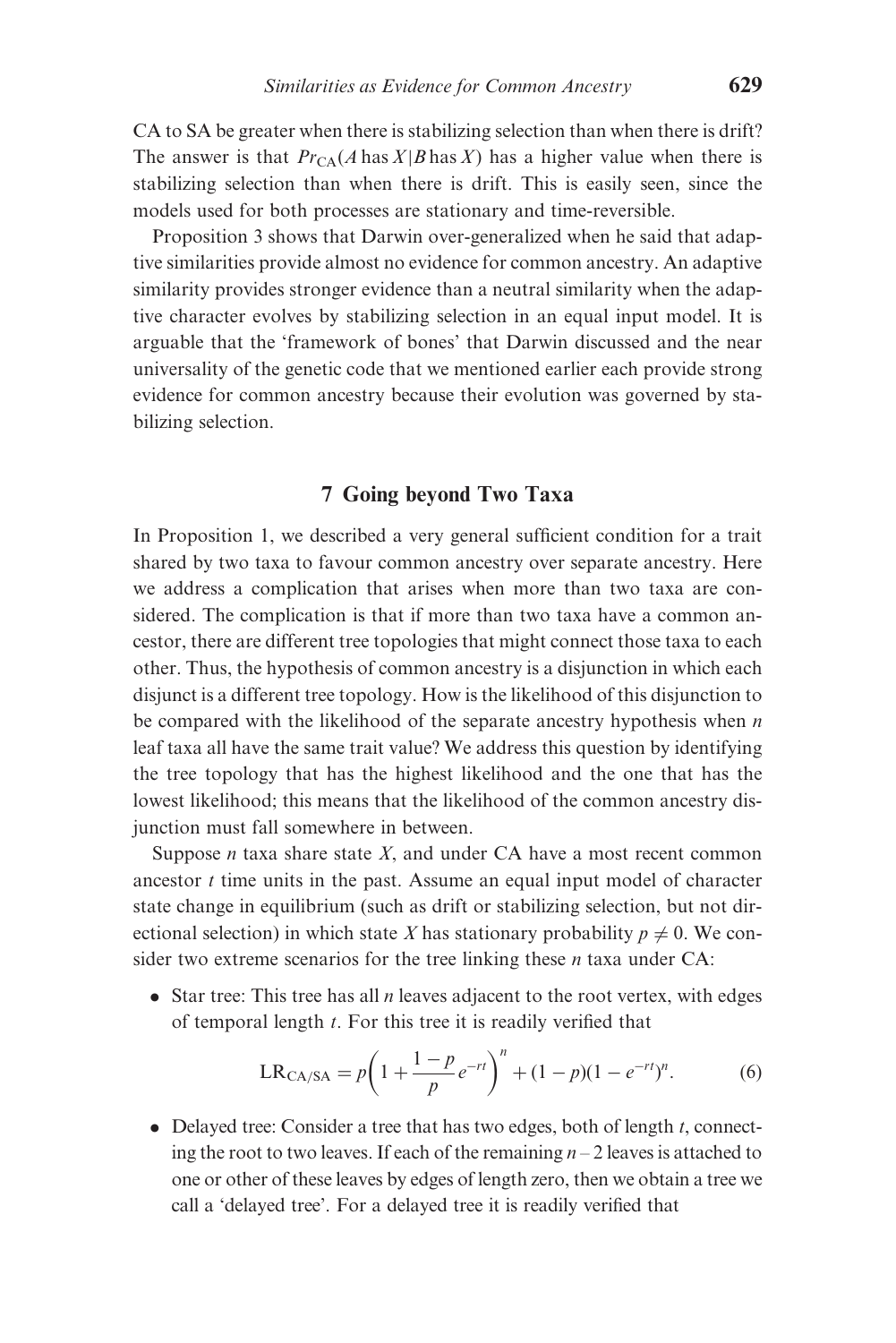CA to SA be greater when there is stabilizing selection than when there is drift? The answer is that $Pr_{\text{CA}}(A \text{ has } X | B \text{ has } X)$ has a higher value when there is stabilizing selection than when there is drift. This is easily seen, since the models used for both processes are stationary and time-reversible.

Proposition 3 shows that Darwin over-generalized when he said that adaptive similarities provide almost no evidence for common ancestry. An adaptive similarity provides stronger evidence than a neutral similarity when the adaptive character evolves by stabilizing selection in an equal input model. It is arguable that the 'framework of bones' that Darwin discussed and the near universality of the genetic code that we mentioned earlier each provide strong evidence for common ancestry because their evolution was governed by stabilizing selection.

## 7 Going beyond Two Taxa

In Proposition 1, we described a very general sufficient condition for a trait shared by two taxa to favour common ancestry over separate ancestry. Here we address a complication that arises when more than two taxa are considered. The complication is that if more than two taxa have a common ancestor, there are different tree topologies that might connect those taxa to each other. Thus, the hypothesis of common ancestry is a disjunction in which each disjunct is a different tree topology. How is the likelihood of this disjunction to be compared with the likelihood of the separate ancestry hypothesis when $n$ leaf taxa all have the same trait value? We address this question by identifying the tree topology that has the highest likelihood and the one that has the lowest likelihood; this means that the likelihood of the common ancestry disjunction must fall somewhere in between.

Suppose $n$ taxa share state $X$, and under CA have a most recent common ancestor $t$ time units in the past. Assume an equal input model of character state change in equilibrium (such as drift or stabilizing selection, but not directional selection) in which state $X$ has stationary probability $p \neq 0$. We consider two extreme scenarios for the tree linking these $n$ taxa under CA:

- Star tree: This tree has all $n$ leaves adjacent to the root vertex, with edges of temporal length $t$. For this tree it is readily verified that

$$\text{LR}_{\text{CA/SA}} = p\left(1 + \frac{1-p}{p}e^{-rt}\right)^n + (1-p)(1 - e^{-rt})^n. \tag{6}$$

- Delayed tree: Consider a tree that has two edges, both of length $t$, connecting the root to two leaves. If each of the remaining $n-2$ leaves is attached to one or other of these leaves by edges of length zero, then we obtain a tree we call a 'delayed tree'. For a delayed tree it is readily verified that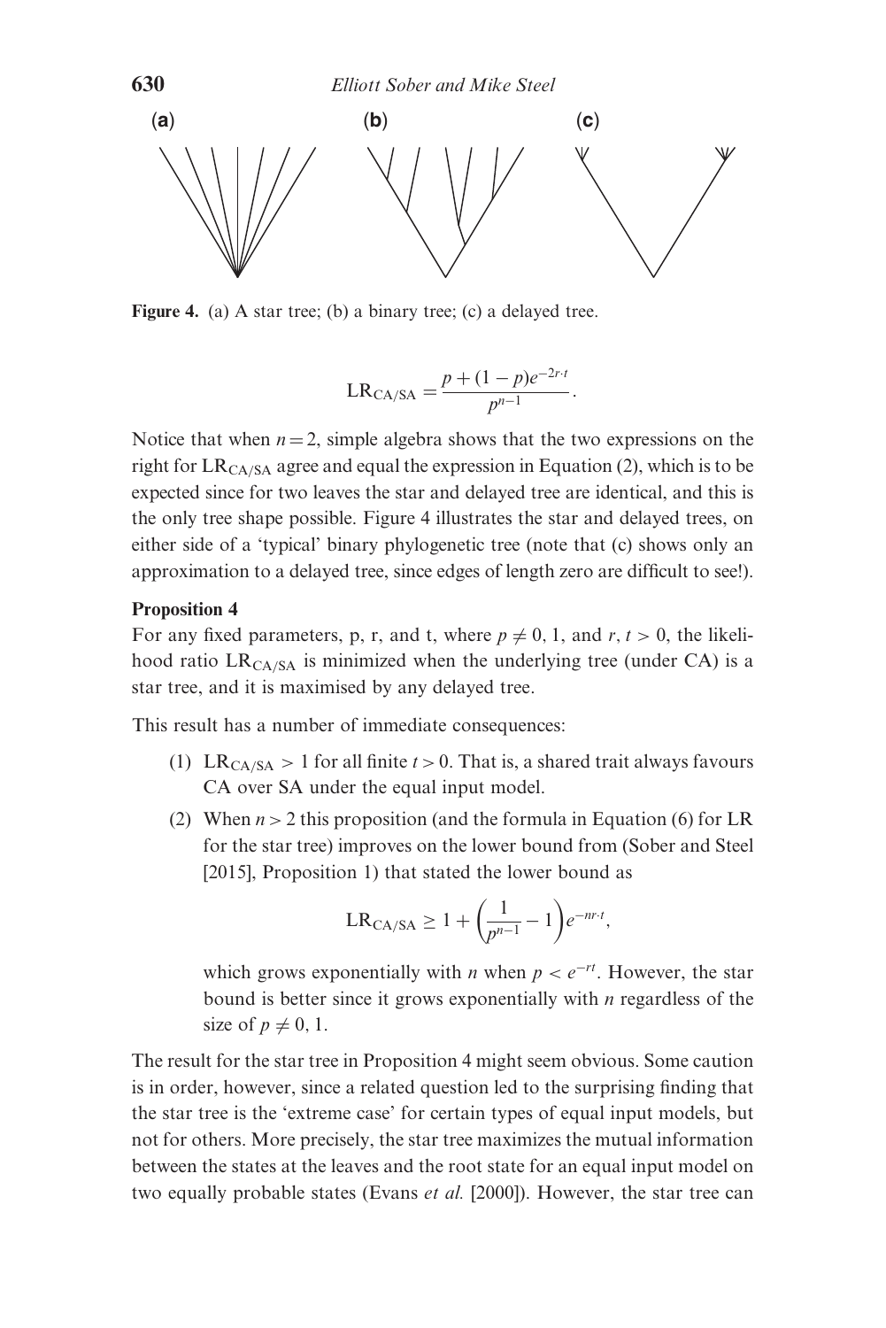**(a)** **(b)** **(c)**

**Figure 4.** (a) A star tree; (b) a binary tree; (c) a delayed tree.

$$\mathrm{LR}_{\mathrm{CA/SA}} = \frac{p + (1-p)e^{-2r \cdot t}}{p^{n-1}}.$$

Notice that when $n = 2$, simple algebra shows that the two expressions on the right for $\mathrm{LR}_{\mathrm{CA/SA}}$ agree and equal the expression in Equation (2), which is to be expected since for two leaves the star and delayed tree are identical, and this is the only tree shape possible. Figure 4 illustrates the star and delayed trees, on either side of a 'typical' binary phylogenetic tree (note that (c) shows only an approximation to a delayed tree, since edges of length zero are difficult to see!).

**Proposition 4**

For any fixed parameters, p, r, and t, where $p \neq 0, 1$, and $r, t > 0$, the likelihood ratio $\mathrm{LR}_{\mathrm{CA/SA}}$ is minimized when the underlying tree (under CA) is a star tree, and it is maximised by any delayed tree.

This result has a number of immediate consequences:

(1) $\mathrm{LR}_{\mathrm{CA/SA}} > 1$ for all finite $t > 0$. That is, a shared trait always favours CA over SA under the equal input model.

(2) When $n > 2$ this proposition (and the formula in Equation (6) for LR for the star tree) improves on the lower bound from (Sober and Steel [2015], Proposition 1) that stated the lower bound as

$$\mathrm{LR}_{\mathrm{CA/SA}} \geq 1 + \left(\frac{1}{p^{n-1}} - 1\right)e^{-nr \cdot t},$$

which grows exponentially with $n$ when $p < e^{-rt}$. However, the star bound is better since it grows exponentially with $n$ regardless of the size of $p \neq 0, 1$.

The result for the star tree in Proposition 4 might seem obvious. Some caution is in order, however, since a related question led to the surprising finding that the star tree is the 'extreme case' for certain types of equal input models, but not for others. More precisely, the star tree maximizes the mutual information between the states at the leaves and the root state for an equal input model on two equally probable states (Evans *et al.* [2000]). However, the star tree can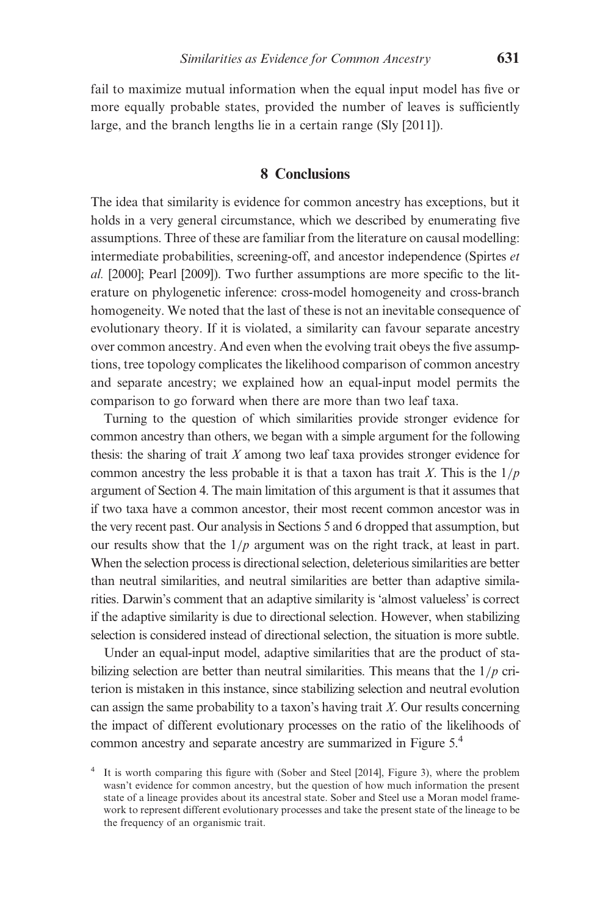fail to maximize mutual information when the equal input model has five or more equally probable states, provided the number of leaves is sufficiently large, and the branch lengths lie in a certain range (Sly [2011]).

## 8 Conclusions

The idea that similarity is evidence for common ancestry has exceptions, but it holds in a very general circumstance, which we described by enumerating five assumptions. Three of these are familiar from the literature on causal modelling: intermediate probabilities, screening-off, and ancestor independence (Spirtes *et al.* [2000]; Pearl [2009]). Two further assumptions are more specific to the literature on phylogenetic inference: cross-model homogeneity and cross-branch homogeneity. We noted that the last of these is not an inevitable consequence of evolutionary theory. If it is violated, a similarity can favour separate ancestry over common ancestry. And even when the evolving trait obeys the five assumptions, tree topology complicates the likelihood comparison of common ancestry and separate ancestry; we explained how an equal-input model permits the comparison to go forward when there are more than two leaf taxa.

Turning to the question of which similarities provide stronger evidence for common ancestry than others, we began with a simple argument for the following thesis: the sharing of trait $X$ among two leaf taxa provides stronger evidence for common ancestry the less probable it is that a taxon has trait $X$. This is the $1/p$ argument of Section 4. The main limitation of this argument is that it assumes that if two taxa have a common ancestor, their most recent common ancestor was in the very recent past. Our analysis in Sections 5 and 6 dropped that assumption, but our results show that the $1/p$ argument was on the right track, at least in part. When the selection process is directional selection, deleterious similarities are better than neutral similarities, and neutral similarities are better than adaptive similarities. Darwin's comment that an adaptive similarity is 'almost valueless' is correct if the adaptive similarity is due to directional selection. However, when stabilizing selection is considered instead of directional selection, the situation is more subtle.

Under an equal-input model, adaptive similarities that are the product of stabilizing selection are better than neutral similarities. This means that the $1/p$ criterion is mistaken in this instance, since stabilizing selection and neutral evolution can assign the same probability to a taxon's having trait $X$. Our results concerning the impact of different evolutionary processes on the ratio of the likelihoods of common ancestry and separate ancestry are summarized in Figure 5.[4]

[4] It is worth comparing this figure with (Sober and Steel [2014], Figure 3), where the problem wasn't evidence for common ancestry, but the question of how much information the present state of a lineage provides about its ancestral state. Sober and Steel use a Moran model framework to represent different evolutionary processes and take the present state of the lineage to be the frequency of an organismic trait.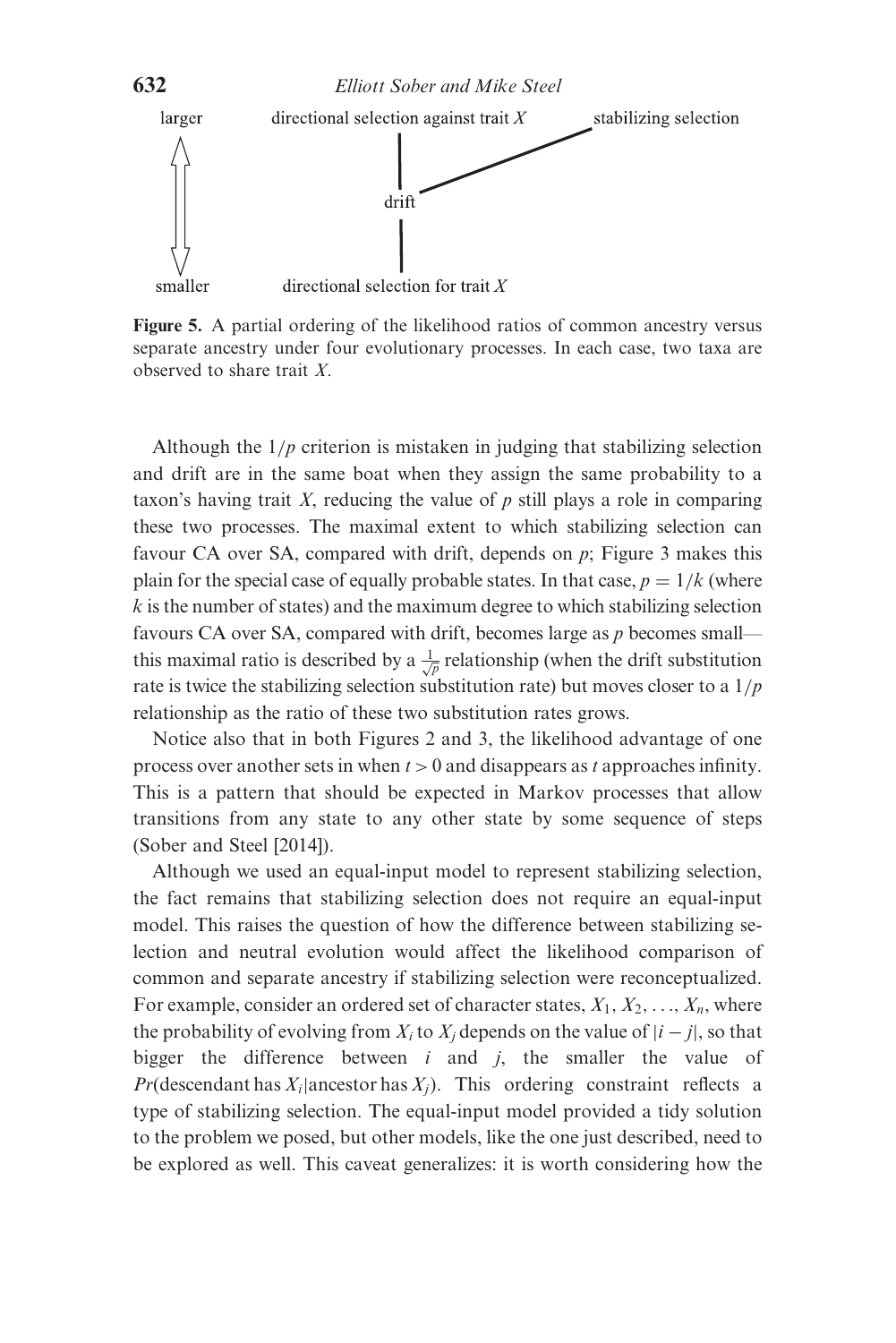larger — directional selection against trait $X$ — stabilizing selection

drift

smaller — directional selection for trait $X$

**Figure 5.** A partial ordering of the likelihood ratios of common ancestry versus separate ancestry under four evolutionary processes. In each case, two taxa are observed to share trait $X$.

Although the $1/p$ criterion is mistaken in judging that stabilizing selection and drift are in the same boat when they assign the same probability to a taxon's having trait $X$, reducing the value of $p$ still plays a role in comparing these two processes. The maximal extent to which stabilizing selection can favour CA over SA, compared with drift, depends on $p$; Figure 3 makes this plain for the special case of equally probable states. In that case, $p = 1/k$ (where $k$ is the number of states) and the maximum degree to which stabilizing selection favours CA over SA, compared with drift, becomes large as $p$ becomes small—this maximal ratio is described by a $\frac{1}{\sqrt{p}}$ relationship (when the drift substitution rate is twice the stabilizing selection substitution rate) but moves closer to a $1/p$ relationship as the ratio of these two substitution rates grows.

Notice also that in both Figures 2 and 3, the likelihood advantage of one process over another sets in when $t > 0$ and disappears as $t$ approaches infinity. This is a pattern that should be expected in Markov processes that allow transitions from any state to any other state by some sequence of steps (Sober and Steel [2014]).

Although we used an equal-input model to represent stabilizing selection, the fact remains that stabilizing selection does not require an equal-input model. This raises the question of how the difference between stabilizing selection and neutral evolution would affect the likelihood comparison of common and separate ancestry if stabilizing selection were reconceptualized. For example, consider an ordered set of character states, $X_1, X_2, \ldots, X_n$, where the probability of evolving from $X_i$ to $X_j$ depends on the value of $|i - j|$, so that bigger the difference between $i$ and $j$, the smaller the value of $Pr(\text{descendant has } X_i | \text{ancestor has } X_j)$. This ordering constraint reflects a type of stabilizing selection. The equal-input model provided a tidy solution to the problem we posed, but other models, like the one just described, need to be explored as well. This caveat generalizes: it is worth considering how the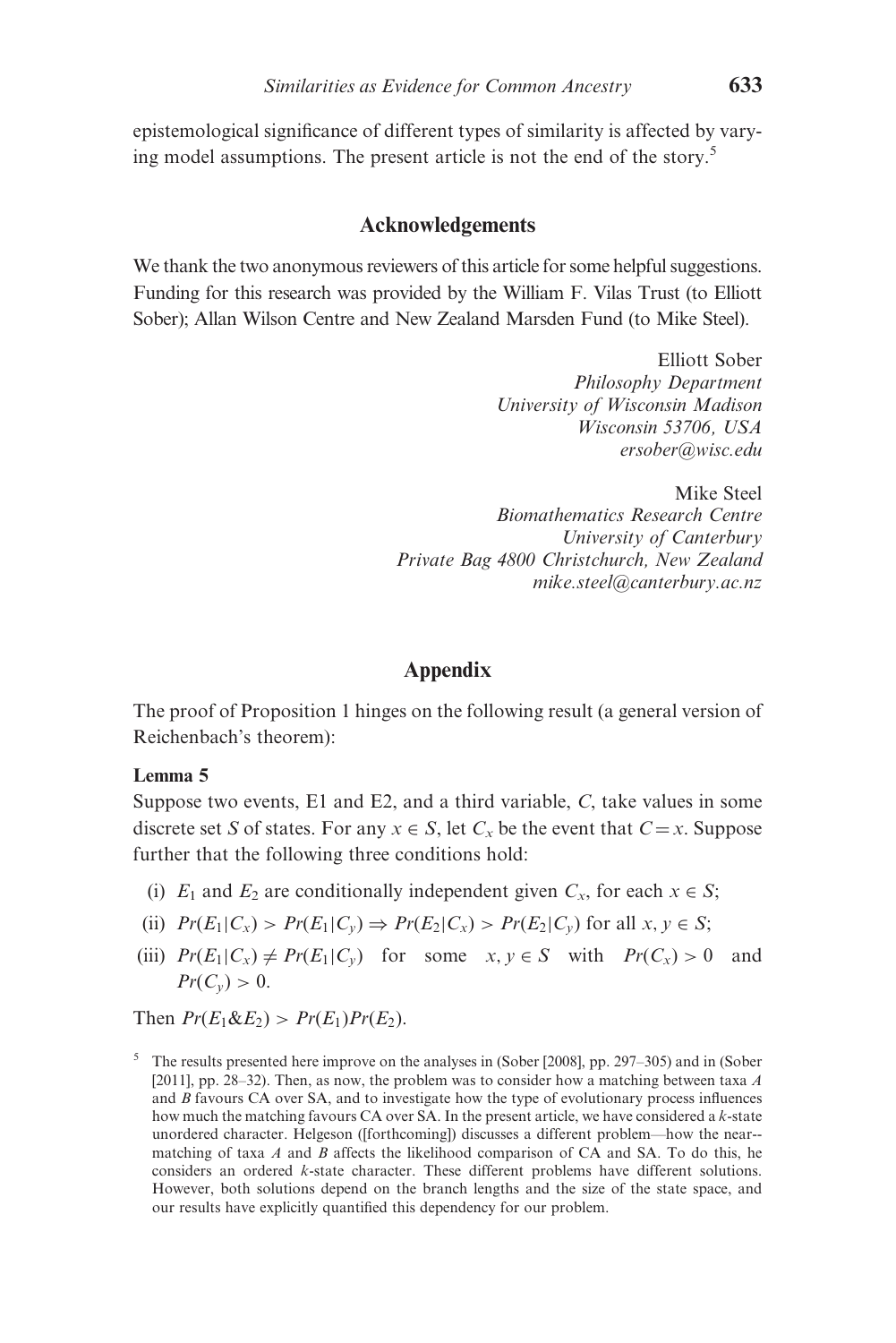epistemological significance of different types of similarity is affected by varying model assumptions. The present article is not the end of the story.[5]

## Acknowledgements

We thank the two anonymous reviewers of this article for some helpful suggestions. Funding for this research was provided by the William F. Vilas Trust (to Elliott Sober); Allan Wilson Centre and New Zealand Marsden Fund (to Mike Steel).

Elliott Sober
*Philosophy Department*
*University of Wisconsin Madison*
*Wisconsin 53706, USA*
*ersober@wisc.edu*

Mike Steel
*Biomathematics Research Centre*
*University of Canterbury*
*Private Bag 4800 Christchurch, New Zealand*
*mike.steel@canterbury.ac.nz*

## Appendix

The proof of Proposition 1 hinges on the following result (a general version of Reichenbach's theorem):

**Lemma 5**

Suppose two events, E1 and E2, and a third variable, $C$, take values in some discrete set $S$ of states. For any $x \in S$, let $C_x$ be the event that $C = x$. Suppose further that the following three conditions hold:

(i) $E_1$ and $E_2$ are conditionally independent given $C_x$, for each $x \in S$;

(ii) $Pr(E_1|C_x) > Pr(E_1|C_y) \Rightarrow Pr(E_2|C_x) > Pr(E_2|C_y)$ for all $x, y \in S$;

(iii) $Pr(E_1|C_x) \neq Pr(E_1|C_y)$ for some $x, y \in S$ with $Pr(C_x) > 0$ and $Pr(C_y) > 0$.

Then $Pr(E_1 \& E_2) > Pr(E_1)Pr(E_2)$.

[5] The results presented here improve on the analyses in (Sober [2008], pp. 297–305) and in (Sober [2011], pp. 28–32). Then, as now, the problem was to consider how a matching between taxa *A* and *B* favours CA over SA, and to investigate how the type of evolutionary process influences how much the matching favours CA over SA. In the present article, we have considered a *k*-state unordered character. Helgeson ([forthcoming]) discusses a different problem—how the near--matching of taxa *A* and *B* affects the likelihood comparison of CA and SA. To do this, he considers an ordered *k*-state character. These different problems have different solutions. However, both solutions depend on the branch lengths and the size of the state space, and our results have explicitly quantified this dependency for our problem.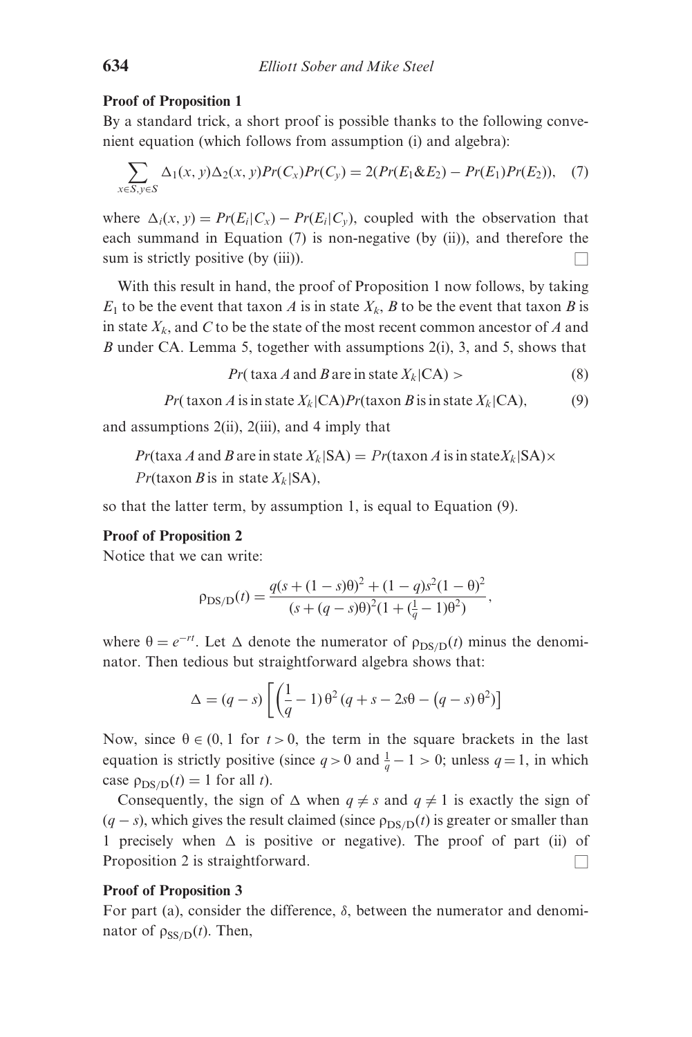**Proof of Proposition 1**

By a standard trick, a short proof is possible thanks to the following convenient equation (which follows from assumption (i) and algebra):

$$\sum_{x \in S, y \in S} \Delta_1(x, y)\Delta_2(x, y)Pr(C_x)Pr(C_y) = 2(Pr(E_1 \& E_2) - Pr(E_1)Pr(E_2)), \quad (7)$$

where $\Delta_i(x, y) = Pr(E_i|C_x) - Pr(E_i|C_y)$, coupled with the observation that each summand in Equation (7) is non-negative (by (ii)), and therefore the sum is strictly positive (by (iii)). □

With this result in hand, the proof of Proposition 1 now follows, by taking $E_1$ to be the event that taxon $A$ is in state $X_k$, $B$ to be the event that taxon $B$ is in state $X_k$, and $C$ to be the state of the most recent common ancestor of $A$ and $B$ under CA. Lemma 5, together with assumptions 2(i), 3, and 5, shows that

$$Pr(\text{ taxa } A \text{ and } B \text{ are in state } X_k|\text{CA}) > \quad (8)$$

$$Pr(\text{ taxon } A \text{ is in state } X_k|\text{CA})Pr(\text{taxon } B \text{ is in state } X_k|\text{CA}), \quad (9)$$

and assumptions 2(ii), 2(iii), and 4 imply that

$Pr(\text{taxa } A \text{ and } B \text{ are in state } X_k|\text{SA}) = Pr(\text{taxon } A \text{ is in state} X_k|\text{SA}) \times$
$Pr(\text{taxon } B \text{is in state } X_k|\text{SA}),$

so that the latter term, by assumption 1, is equal to Equation (9).

**Proof of Proposition 2**

Notice that we can write:

$$\rho_{\text{DS/D}}(t) = \frac{q(s + (1 - s)\theta)^2 + (1 - q)s^2(1 - \theta)^2}{(s + (q - s)\theta)^2(1 + (\frac{1}{q} - 1)\theta^2)},$$

where $\theta = e^{-rt}$. Let $\Delta$ denote the numerator of $\rho_{\text{DS/D}}(t)$ minus the denominator. Then tedious but straightforward algebra shows that:

$$\Delta = (q - s)\left[\left(\frac{1}{q} - 1\right)\theta^2\left(q + s - 2s\theta - (q - s)\theta^2\right)\right]$$

Now, since $\theta \in (0, 1$ for $t > 0$, the term in the square brackets in the last equation is strictly positive (since $q > 0$ and $\frac{1}{q} - 1 > 0$; unless $q = 1$, in which case $\rho_{\text{DS/D}}(t) = 1$ for all $t$).

Consequently, the sign of $\Delta$ when $q \neq s$ and $q \neq 1$ is exactly the sign of $(q - s)$, which gives the result claimed (since $\rho_{\text{DS/D}}(t)$ is greater or smaller than 1 precisely when $\Delta$ is positive or negative). The proof of part (ii) of Proposition 2 is straightforward. □

**Proof of Proposition 3**

For part (a), consider the difference, $\delta$, between the numerator and denominator of $\rho_{\text{SS/D}}(t)$. Then,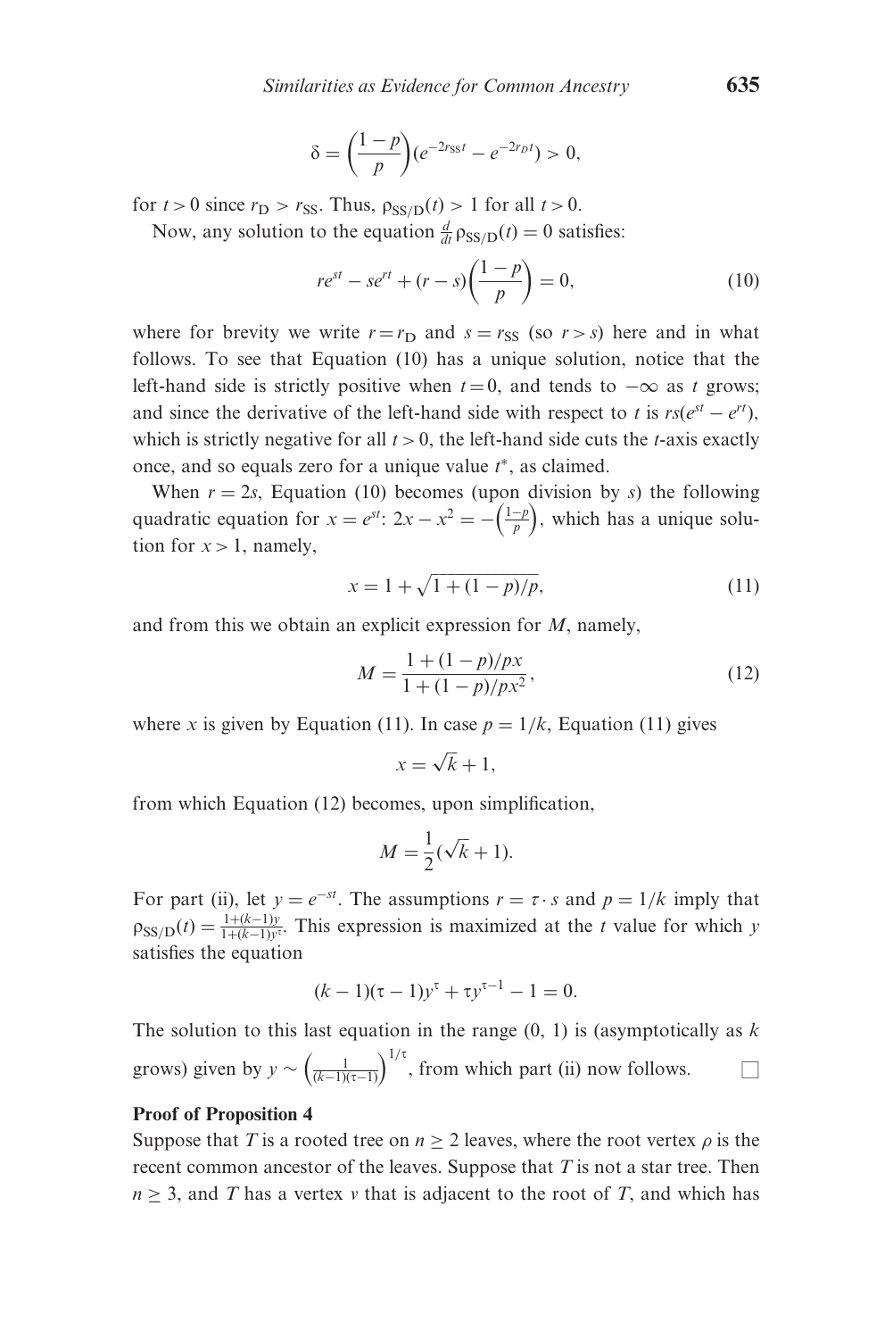$$\delta = \left(\frac{1-p}{p}\right)(e^{-2r_{SS}t} - e^{-2r_D t}) > 0,$$

for $t > 0$ since $r_D > r_{SS}$. Thus, $\rho_{SS/D}(t) > 1$ for all $t > 0$.

Now, any solution to the equation $\frac{d}{dt}\rho_{SS/D}(t) = 0$ satisfies:

$$re^{st} - se^{rt} + (r-s)\left(\frac{1-p}{p}\right) = 0, \tag{10}$$

where for brevity we write $r = r_D$ and $s = r_{SS}$ (so $r > s$) here and in what follows. To see that Equation (10) has a unique solution, notice that the left-hand side is strictly positive when $t = 0$, and tends to $-\infty$ as $t$ grows; and since the derivative of the left-hand side with respect to $t$ is $rs(e^{st} - e^{rt})$, which is strictly negative for all $t > 0$, the left-hand side cuts the $t$-axis exactly once, and so equals zero for a unique value $t^*$, as claimed.

When $r = 2s$, Equation (10) becomes (upon division by $s$) the following quadratic equation for $x = e^{st}$: $2x - x^2 = -\left(\frac{1-p}{p}\right)$, which has a unique solution for $x > 1$, namely,

$$x = 1 + \sqrt{1 + (1-p)/p}, \tag{11}$$

and from this we obtain an explicit expression for $M$, namely,

$$M = \frac{1 + (1-p)/px}{1 + (1-p)/px^2}, \tag{12}$$

where $x$ is given by Equation (11). In case $p = 1/k$, Equation (11) gives

$$x = \sqrt{k} + 1,$$

from which Equation (12) becomes, upon simplification,

$$M = \frac{1}{2}(\sqrt{k} + 1).$$

For part (ii), let $y = e^{-st}$. The assumptions $r = \tau \cdot s$ and $p = 1/k$ imply that $\rho_{SS/D}(t) = \frac{1+(k-1)y}{1+(k-1)y^{\tau}}$. This expression is maximized at the $t$ value for which $y$ satisfies the equation

$$(k-1)(\tau-1)y^{\tau} + \tau y^{\tau-1} - 1 = 0.$$

The solution to this last equation in the range (0, 1) is (asymptotically as $k$ grows) given by $y \sim \left(\frac{1}{(k-1)(\tau-1)}\right)^{1/\tau}$, from which part (ii) now follows. □

**Proof of Proposition 4**

Suppose that $T$ is a rooted tree on $n \geq 2$ leaves, where the root vertex $\rho$ is the recent common ancestor of the leaves. Suppose that $T$ is not a star tree. Then $n \geq 3$, and $T$ has a vertex $v$ that is adjacent to the root of $T$, and which has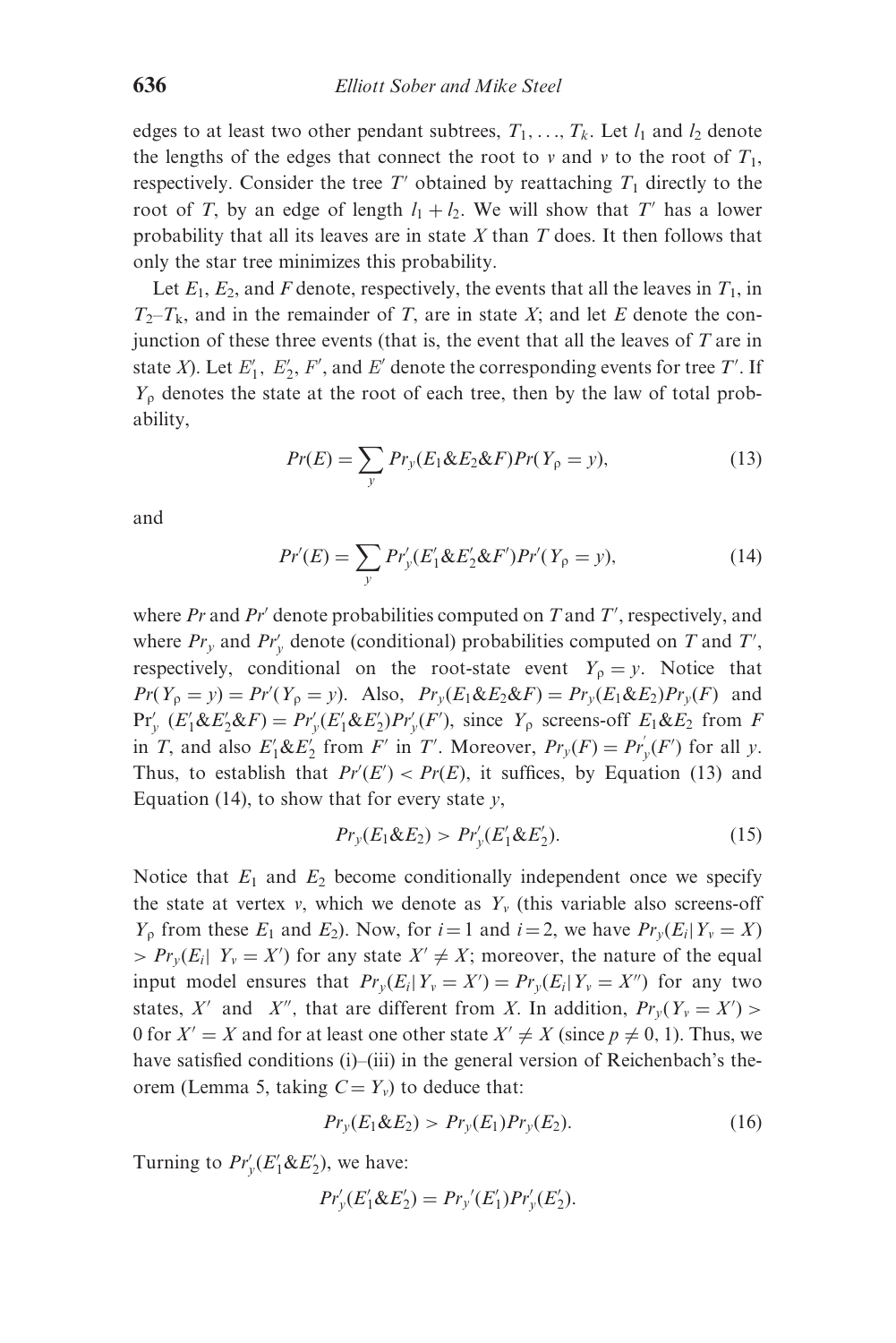edges to at least two other pendant subtrees, $T_1, \ldots, T_k$. Let $l_1$ and $l_2$ denote the lengths of the edges that connect the root to $v$ and $v$ to the root of $T_1$, respectively. Consider the tree $T'$ obtained by reattaching $T_1$ directly to the root of $T$, by an edge of length $l_1 + l_2$. We will show that $T'$ has a lower probability that all its leaves are in state $X$ than $T$ does. It then follows that only the star tree minimizes this probability.

Let $E_1$, $E_2$, and $F$ denote, respectively, the events that all the leaves in $T_1$, in $T_2$–$T_k$, and in the remainder of $T$, are in state $X$; and let $E$ denote the conjunction of these three events (that is, the event that all the leaves of $T$ are in state $X$). Let $E_1'$, $E_2'$, $F'$, and $E'$ denote the corresponding events for tree $T'$. If $Y_\rho$ denotes the state at the root of each tree, then by the law of total probability,

$$Pr(E) = \sum_y Pr_y(E_1 \& E_2 \& F) Pr(Y_\rho = y), \tag{13}$$

and

$$Pr'(E) = \sum_y Pr_y'(E_1' \& E_2' \& F') Pr'(Y_\rho = y), \tag{14}$$

where $Pr$ and $Pr'$ denote probabilities computed on $T$ and $T'$, respectively, and where $Pr_y$ and $Pr_y'$ denote (conditional) probabilities computed on $T$ and $T'$, respectively, conditional on the root-state event $Y_\rho = y$. Notice that $Pr(Y_\rho = y) = Pr'(Y_\rho = y)$. Also, $Pr_y(E_1 \& E_2 \& F) = Pr_y(E_1 \& E_2) Pr_y(F)$ and $\mathrm{Pr}_y'(E_1' \& E_2' \& F) = Pr_y'(E_1' \& E_2') Pr_y'(F')$, since $Y_\rho$ screens-off $E_1 \& E_2$ from $F$ in $T$, and also $E_1' \& E_2'$ from $F'$ in $T'$. Moreover, $Pr_y(F) = Pr_y'(F')$ for all $y$. Thus, to establish that $Pr'(E') < Pr(E)$, it suffices, by Equation (13) and Equation (14), to show that for every state $y$,

$$Pr_y(E_1 \& E_2) > Pr_y'(E_1' \& E_2'). \tag{15}$$

Notice that $E_1$ and $E_2$ become conditionally independent once we specify the state at vertex $v$, which we denote as $Y_v$ (this variable also screens-off $Y_\rho$ from these $E_1$ and $E_2$). Now, for $i = 1$ and $i = 2$, we have $Pr_y(E_i | Y_v = X) > Pr_y(E_i | \ Y_v = X')$ for any state $X' \neq X$; moreover, the nature of the equal input model ensures that $Pr_y(E_i | Y_v = X') = Pr_y(E_i | Y_v = X'')$ for any two states, $X'$ and $X''$, that are different from $X$. In addition, $Pr_y(Y_v = X') > 0$ for $X' = X$ and for at least one other state $X' \neq X$ (since $p \neq 0, 1$). Thus, we have satisfied conditions (i)–(iii) in the general version of Reichenbach's theorem (Lemma 5, taking $C = Y_v$) to deduce that:

$$Pr_y(E_1 \& E_2) > Pr_y(E_1) Pr_y(E_2). \tag{16}$$

Turning to $Pr_y'(E_1' \& E_2')$, we have:

$$Pr_y'(E_1' \& E_2') = Pr_y{}'(E_1') Pr_y'(E_2').$$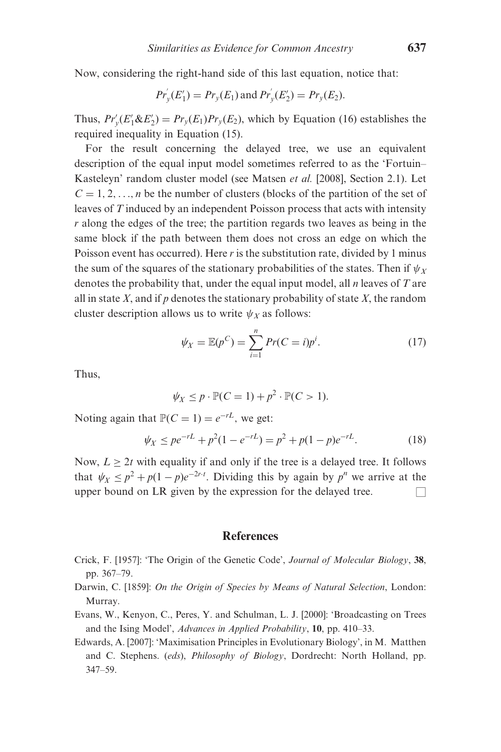Now, considering the right-hand side of this last equation, notice that:

$$Pr_y^{'}(E_1^{\prime}) = Pr_y(E_1) \text{ and } Pr_y^{'}(E_2^{\prime}) = Pr_y(E_2).$$

Thus, $Pr_y^{\prime}(E_1^{\prime}\&E_2^{\prime}) = Pr_y(E_1)Pr_y(E_2)$, which by Equation (16) establishes the required inequality in Equation (15).

For the result concerning the delayed tree, we use an equivalent description of the equal input model sometimes referred to as the 'Fortuin–Kasteleyn' random cluster model (see Matsen *et al.* [2008], Section 2.1). Let $C = 1, 2, \ldots, n$ be the number of clusters (blocks of the partition of the set of leaves of $T$ induced by an independent Poisson process that acts with intensity $r$ along the edges of the tree; the partition regards two leaves as being in the same block if the path between them does not cross an edge on which the Poisson event has occurred). Here $r$ is the substitution rate, divided by 1 minus the sum of the squares of the stationary probabilities of the states. Then if $\psi_X$ denotes the probability that, under the equal input model, all $n$ leaves of $T$ are all in state $X$, and if $p$ denotes the stationary probability of state $X$, the random cluster description allows us to write $\psi_X$ as follows:

$$\psi_X = \mathbb{E}(p^C) = \sum_{i=1}^{n} Pr(C = i)p^i. \tag{17}$$

Thus,

$$\psi_X \leq p \cdot \mathbb{P}(C = 1) + p^2 \cdot \mathbb{P}(C > 1).$$

Noting again that $\mathbb{P}(C = 1) = e^{-rL}$, we get:

$$\psi_X \leq pe^{-rL} + p^2(1 - e^{-rL}) = p^2 + p(1 - p)e^{-rL}. \tag{18}$$

Now, $L \geq 2t$ with equality if and only if the tree is a delayed tree. It follows that $\psi_X \leq p^2 + p(1 - p)e^{-2r \cdot t}$. Dividing this by again by $p^n$ we arrive at the upper bound on LR given by the expression for the delayed tree. □

## References

Crick, F. [1957]: 'The Origin of the Genetic Code', *Journal of Molecular Biology*, **38**, pp. 367–79.

Darwin, C. [1859]: *On the Origin of Species by Means of Natural Selection*, London: Murray.

Evans, W., Kenyon, C., Peres, Y. and Schulman, L. J. [2000]: 'Broadcasting on Trees and the Ising Model', *Advances in Applied Probability*, **10**, pp. 410–33.

Edwards, A. [2007]: 'Maximisation Principles in Evolutionary Biology', in M. Matthen and C. Stephens. (*eds*), *Philosophy of Biology*, Dordrecht: North Holland, pp. 347–59.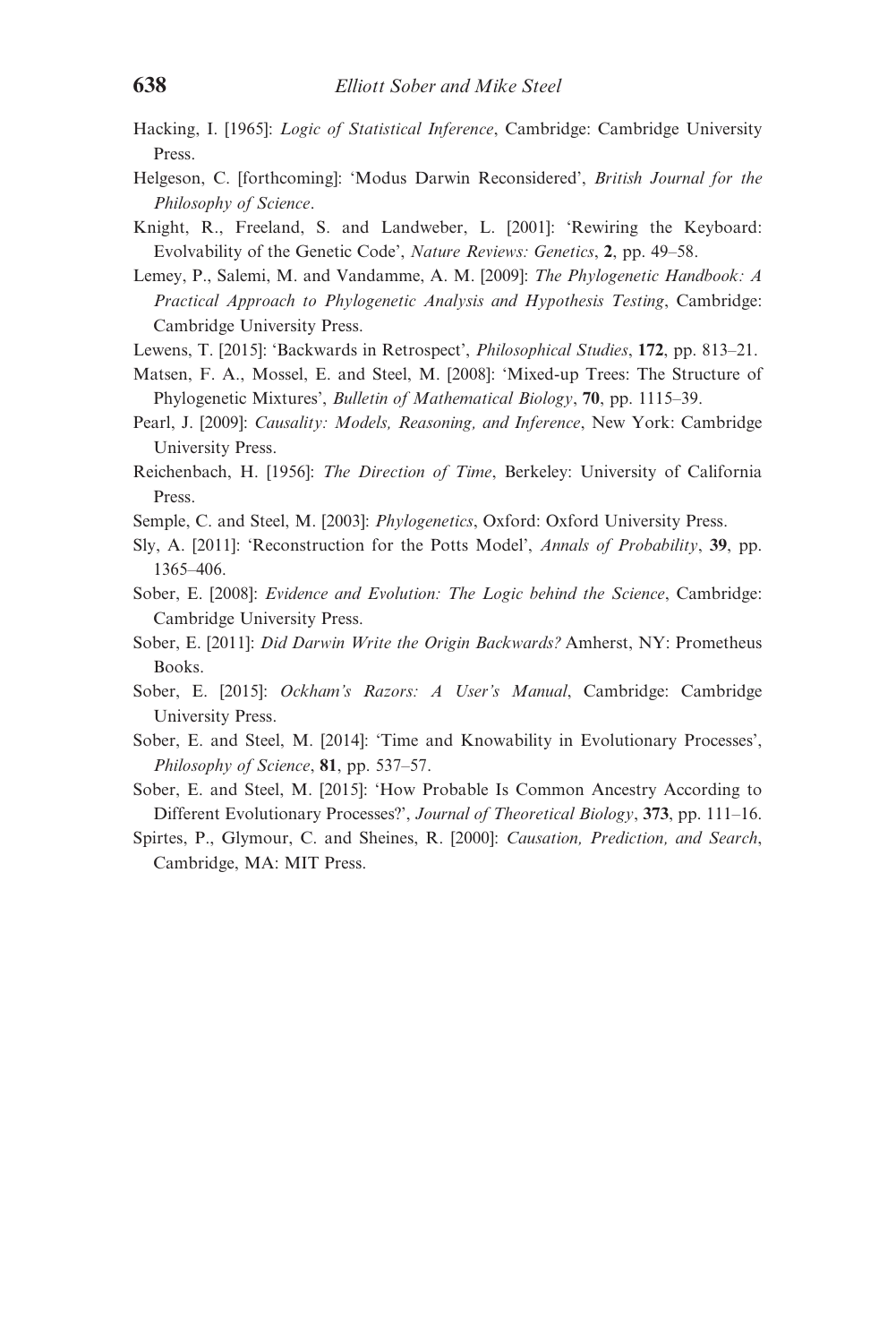Hacking, I. [1965]: *Logic of Statistical Inference*, Cambridge: Cambridge University Press.

Helgeson, C. [forthcoming]: 'Modus Darwin Reconsidered', *British Journal for the Philosophy of Science*.

Knight, R., Freeland, S. and Landweber, L. [2001]: 'Rewiring the Keyboard: Evolvability of the Genetic Code', *Nature Reviews: Genetics*, **2**, pp. 49–58.

Lemey, P., Salemi, M. and Vandamme, A. M. [2009]: *The Phylogenetic Handbook: A Practical Approach to Phylogenetic Analysis and Hypothesis Testing*, Cambridge: Cambridge University Press.

Lewens, T. [2015]: 'Backwards in Retrospect', *Philosophical Studies*, **172**, pp. 813–21.

Matsen, F. A., Mossel, E. and Steel, M. [2008]: 'Mixed-up Trees: The Structure of Phylogenetic Mixtures', *Bulletin of Mathematical Biology*, **70**, pp. 1115–39.

Pearl, J. [2009]: *Causality: Models, Reasoning, and Inference*, New York: Cambridge University Press.

Reichenbach, H. [1956]: *The Direction of Time*, Berkeley: University of California Press.

Semple, C. and Steel, M. [2003]: *Phylogenetics*, Oxford: Oxford University Press.

Sly, A. [2011]: 'Reconstruction for the Potts Model', *Annals of Probability*, **39**, pp. 1365–406.

Sober, E. [2008]: *Evidence and Evolution: The Logic behind the Science*, Cambridge: Cambridge University Press.

Sober, E. [2011]: *Did Darwin Write the Origin Backwards?* Amherst, NY: Prometheus Books.

Sober, E. [2015]: *Ockham's Razors: A User's Manual*, Cambridge: Cambridge University Press.

Sober, E. and Steel, M. [2014]: 'Time and Knowability in Evolutionary Processes', *Philosophy of Science*, **81**, pp. 537–57.

Sober, E. and Steel, M. [2015]: 'How Probable Is Common Ancestry According to Different Evolutionary Processes?', *Journal of Theoretical Biology*, **373**, pp. 111–16.

Spirtes, P., Glymour, C. and Sheines, R. [2000]: *Causation, Prediction, and Search*, Cambridge, MA: MIT Press.